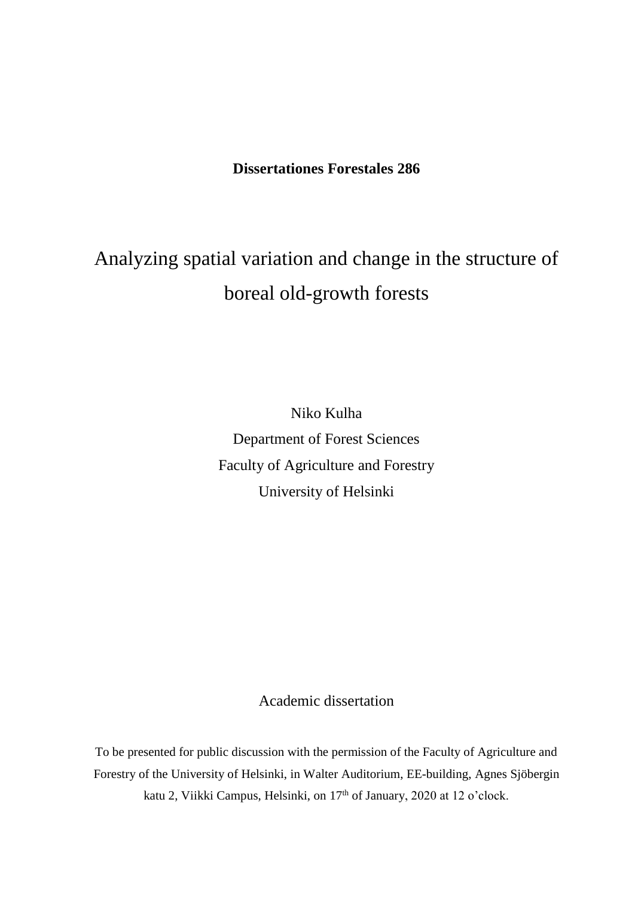**Dissertationes Forestales 286**

# Analyzing spatial variation and change in the structure of boreal old-growth forests

Niko Kulha
Department of Forest Sciences
Faculty of Agriculture and Forestry
University of Helsinki

Academic dissertation

To be presented for public discussion with the permission of the Faculty of Agriculture and Forestry of the University of Helsinki, in Walter Auditorium, EE-building, Agnes Sjöbergin katu 2, Viikki Campus, Helsinki, on 17th of January, 2020 at 12 o'clock.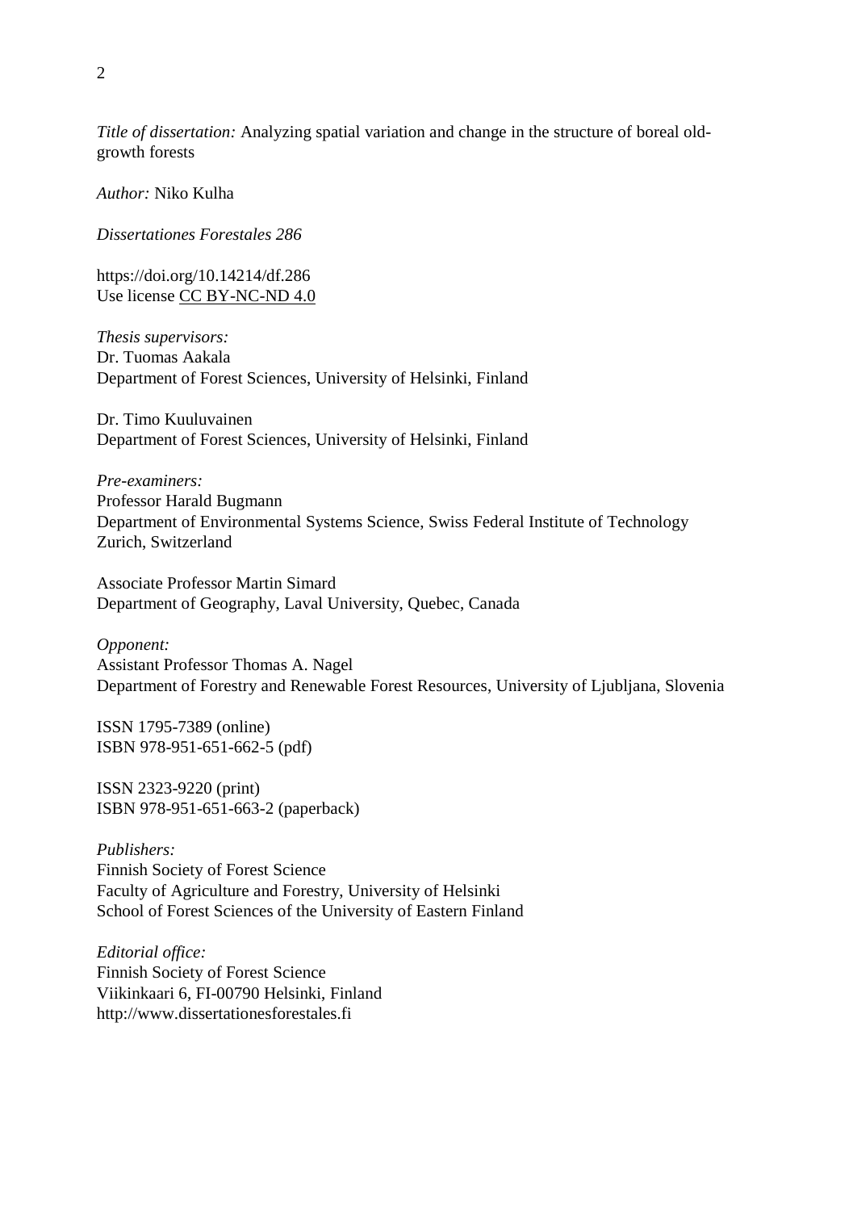*Title of dissertation:* Analyzing spatial variation and change in the structure of boreal old-growth forests

*Author:* Niko Kulha

*Dissertationes Forestales 286*

https://doi.org/10.14214/df.286
Use license CC BY-NC-ND 4.0

*Thesis supervisors:*
Dr. Tuomas Aakala
Department of Forest Sciences, University of Helsinki, Finland

Dr. Timo Kuuluvainen
Department of Forest Sciences, University of Helsinki, Finland

*Pre-examiners:*
Professor Harald Bugmann
Department of Environmental Systems Science, Swiss Federal Institute of Technology Zurich, Switzerland

Associate Professor Martin Simard
Department of Geography, Laval University, Quebec, Canada

*Opponent:*
Assistant Professor Thomas A. Nagel
Department of Forestry and Renewable Forest Resources, University of Ljubljana, Slovenia

ISSN 1795-7389 (online)
ISBN 978-951-651-662-5 (pdf)

ISSN 2323-9220 (print)
ISBN 978-951-651-663-2 (paperback)

*Publishers:*
Finnish Society of Forest Science
Faculty of Agriculture and Forestry, University of Helsinki
School of Forest Sciences of the University of Eastern Finland

*Editorial office:*
Finnish Society of Forest Science
Viikinkaari 6, FI-00790 Helsinki, Finland
http://www.dissertationesforestales.fi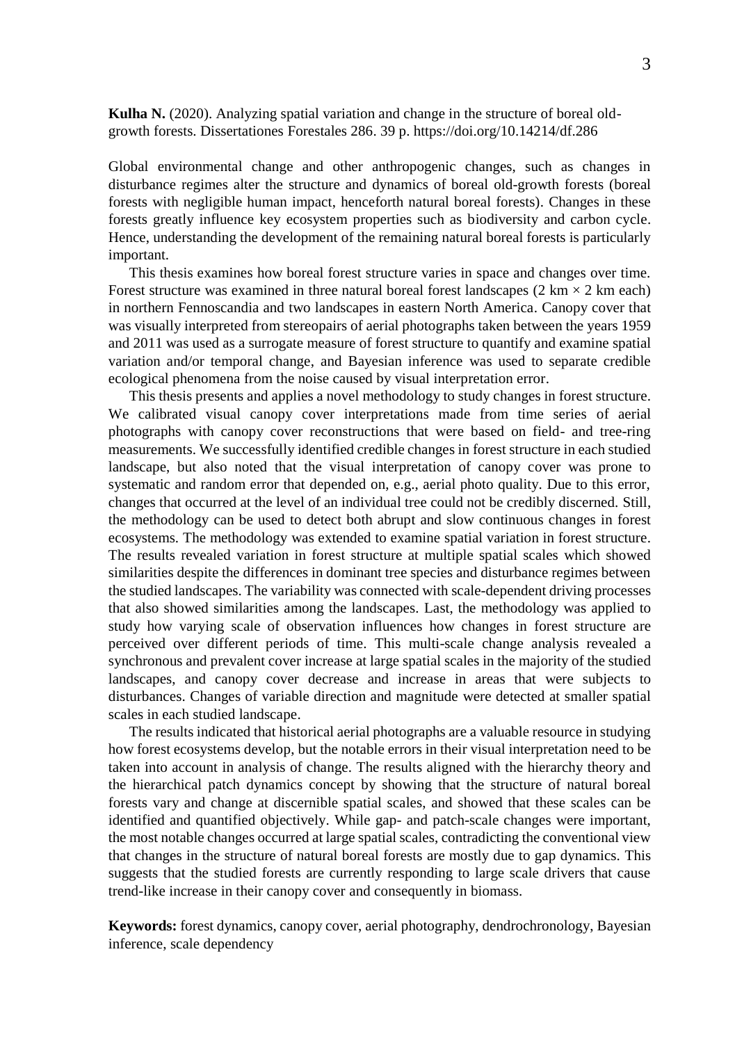**Kulha N.** (2020). Analyzing spatial variation and change in the structure of boreal old-growth forests. Dissertationes Forestales 286. 39 p. https://doi.org/10.14214/df.286

Global environmental change and other anthropogenic changes, such as changes in disturbance regimes alter the structure and dynamics of boreal old-growth forests (boreal forests with negligible human impact, henceforth natural boreal forests). Changes in these forests greatly influence key ecosystem properties such as biodiversity and carbon cycle. Hence, understanding the development of the remaining natural boreal forests is particularly important.

This thesis examines how boreal forest structure varies in space and changes over time. Forest structure was examined in three natural boreal forest landscapes (2 km × 2 km each) in northern Fennoscandia and two landscapes in eastern North America. Canopy cover that was visually interpreted from stereopairs of aerial photographs taken between the years 1959 and 2011 was used as a surrogate measure of forest structure to quantify and examine spatial variation and/or temporal change, and Bayesian inference was used to separate credible ecological phenomena from the noise caused by visual interpretation error.

This thesis presents and applies a novel methodology to study changes in forest structure. We calibrated visual canopy cover interpretations made from time series of aerial photographs with canopy cover reconstructions that were based on field- and tree-ring measurements. We successfully identified credible changes in forest structure in each studied landscape, but also noted that the visual interpretation of canopy cover was prone to systematic and random error that depended on, e.g., aerial photo quality. Due to this error, changes that occurred at the level of an individual tree could not be credibly discerned. Still, the methodology can be used to detect both abrupt and slow continuous changes in forest ecosystems. The methodology was extended to examine spatial variation in forest structure. The results revealed variation in forest structure at multiple spatial scales which showed similarities despite the differences in dominant tree species and disturbance regimes between the studied landscapes. The variability was connected with scale-dependent driving processes that also showed similarities among the landscapes. Last, the methodology was applied to study how varying scale of observation influences how changes in forest structure are perceived over different periods of time. This multi-scale change analysis revealed a synchronous and prevalent cover increase at large spatial scales in the majority of the studied landscapes, and canopy cover decrease and increase in areas that were subjects to disturbances. Changes of variable direction and magnitude were detected at smaller spatial scales in each studied landscape.

The results indicated that historical aerial photographs are a valuable resource in studying how forest ecosystems develop, but the notable errors in their visual interpretation need to be taken into account in analysis of change. The results aligned with the hierarchy theory and the hierarchical patch dynamics concept by showing that the structure of natural boreal forests vary and change at discernible spatial scales, and showed that these scales can be identified and quantified objectively. While gap- and patch-scale changes were important, the most notable changes occurred at large spatial scales, contradicting the conventional view that changes in the structure of natural boreal forests are mostly due to gap dynamics. This suggests that the studied forests are currently responding to large scale drivers that cause trend-like increase in their canopy cover and consequently in biomass.

**Keywords:** forest dynamics, canopy cover, aerial photography, dendrochronology, Bayesian inference, scale dependency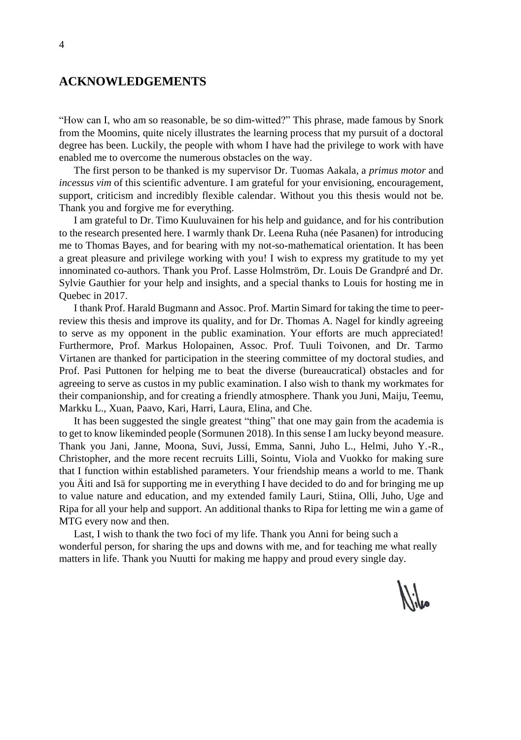## ACKNOWLEDGEMENTS

"How can I, who am so reasonable, be so dim-witted?" This phrase, made famous by Snork from the Moomins, quite nicely illustrates the learning process that my pursuit of a doctoral degree has been. Luckily, the people with whom I have had the privilege to work with have enabled me to overcome the numerous obstacles on the way.

The first person to be thanked is my supervisor Dr. Tuomas Aakala, a *primus motor* and *incessus vim* of this scientific adventure. I am grateful for your envisioning, encouragement, support, criticism and incredibly flexible calendar. Without you this thesis would not be. Thank you and forgive me for everything.

I am grateful to Dr. Timo Kuuluvainen for his help and guidance, and for his contribution to the research presented here. I warmly thank Dr. Leena Ruha (née Pasanen) for introducing me to Thomas Bayes, and for bearing with my not-so-mathematical orientation. It has been a great pleasure and privilege working with you! I wish to express my gratitude to my yet innominated co-authors. Thank you Prof. Lasse Holmström, Dr. Louis De Grandpré and Dr. Sylvie Gauthier for your help and insights, and a special thanks to Louis for hosting me in Quebec in 2017.

I thank Prof. Harald Bugmann and Assoc. Prof. Martin Simard for taking the time to peer-review this thesis and improve its quality, and for Dr. Thomas A. Nagel for kindly agreeing to serve as my opponent in the public examination. Your efforts are much appreciated! Furthermore, Prof. Markus Holopainen, Assoc. Prof. Tuuli Toivonen, and Dr. Tarmo Virtanen are thanked for participation in the steering committee of my doctoral studies, and Prof. Pasi Puttonen for helping me to beat the diverse (bureaucratical) obstacles and for agreeing to serve as custos in my public examination. I also wish to thank my workmates for their companionship, and for creating a friendly atmosphere. Thank you Juni, Maiju, Teemu, Markku L., Xuan, Paavo, Kari, Harri, Laura, Elina, and Che.

It has been suggested the single greatest "thing" that one may gain from the academia is to get to know likeminded people (Sormunen 2018). In this sense I am lucky beyond measure. Thank you Jani, Janne, Moona, Suvi, Jussi, Emma, Sanni, Juho L., Helmi, Juho Y.-R., Christopher, and the more recent recruits Lilli, Sointu, Viola and Vuokko for making sure that I function within established parameters. Your friendship means a world to me. Thank you Äiti and Isä for supporting me in everything I have decided to do and for bringing me up to value nature and education, and my extended family Lauri, Stiina, Olli, Juho, Uge and Ripa for all your help and support. An additional thanks to Ripa for letting me win a game of MTG every now and then.

Last, I wish to thank the two foci of my life. Thank you Anni for being such a wonderful person, for sharing the ups and downs with me, and for teaching me what really matters in life. Thank you Nuutti for making me happy and proud every single day.

Niko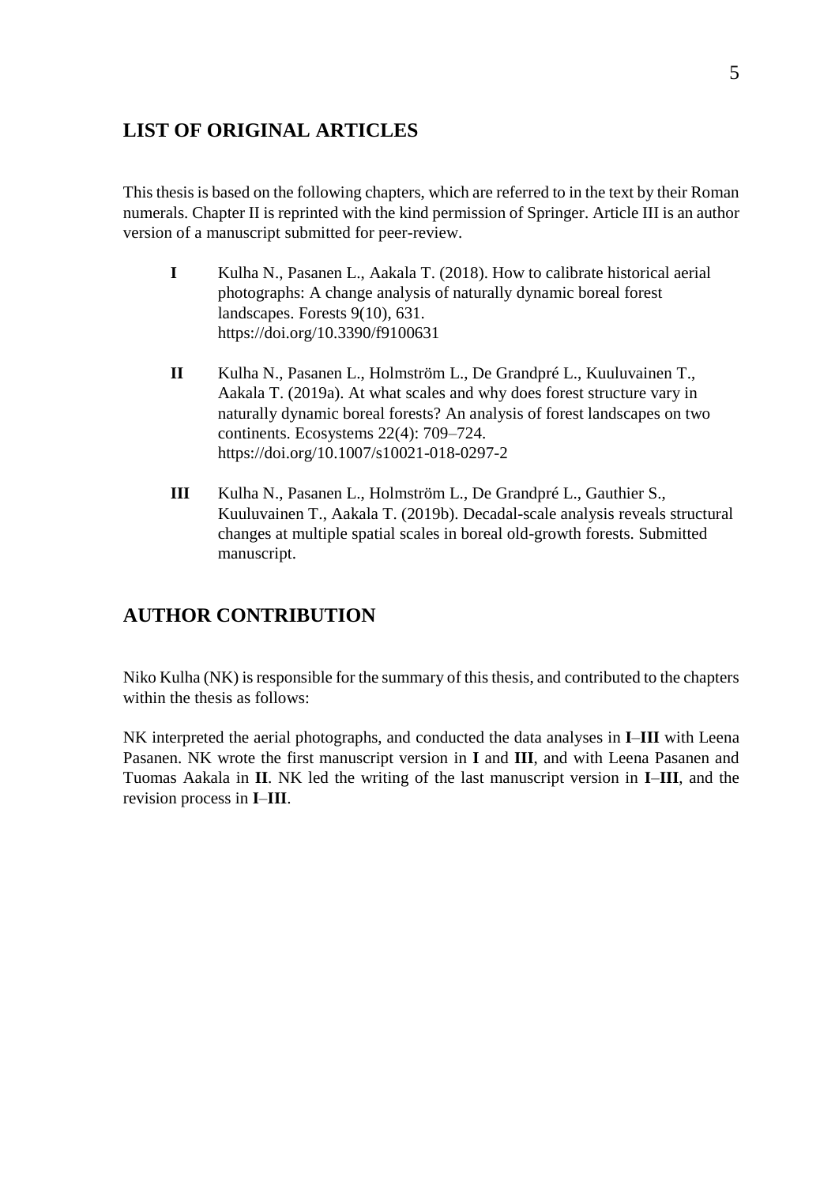## LIST OF ORIGINAL ARTICLES

This thesis is based on the following chapters, which are referred to in the text by their Roman numerals. Chapter II is reprinted with the kind permission of Springer. Article III is an author version of a manuscript submitted for peer-review.

**I** Kulha N., Pasanen L., Aakala T. (2018). How to calibrate historical aerial photographs: A change analysis of naturally dynamic boreal forest landscapes. Forests 9(10), 631. https://doi.org/10.3390/f9100631

**II** Kulha N., Pasanen L., Holmström L., De Grandpré L., Kuuluvainen T., Aakala T. (2019a). At what scales and why does forest structure vary in naturally dynamic boreal forests? An analysis of forest landscapes on two continents. Ecosystems 22(4): 709–724. https://doi.org/10.1007/s10021-018-0297-2

**III** Kulha N., Pasanen L., Holmström L., De Grandpré L., Gauthier S., Kuuluvainen T., Aakala T. (2019b). Decadal-scale analysis reveals structural changes at multiple spatial scales in boreal old-growth forests. Submitted manuscript.

## AUTHOR CONTRIBUTION

Niko Kulha (NK) is responsible for the summary of this thesis, and contributed to the chapters within the thesis as follows:

NK interpreted the aerial photographs, and conducted the data analyses in **I**–**III** with Leena Pasanen. NK wrote the first manuscript version in **I** and **III**, and with Leena Pasanen and Tuomas Aakala in **II**. NK led the writing of the last manuscript version in **I**–**III**, and the revision process in **I**–**III**.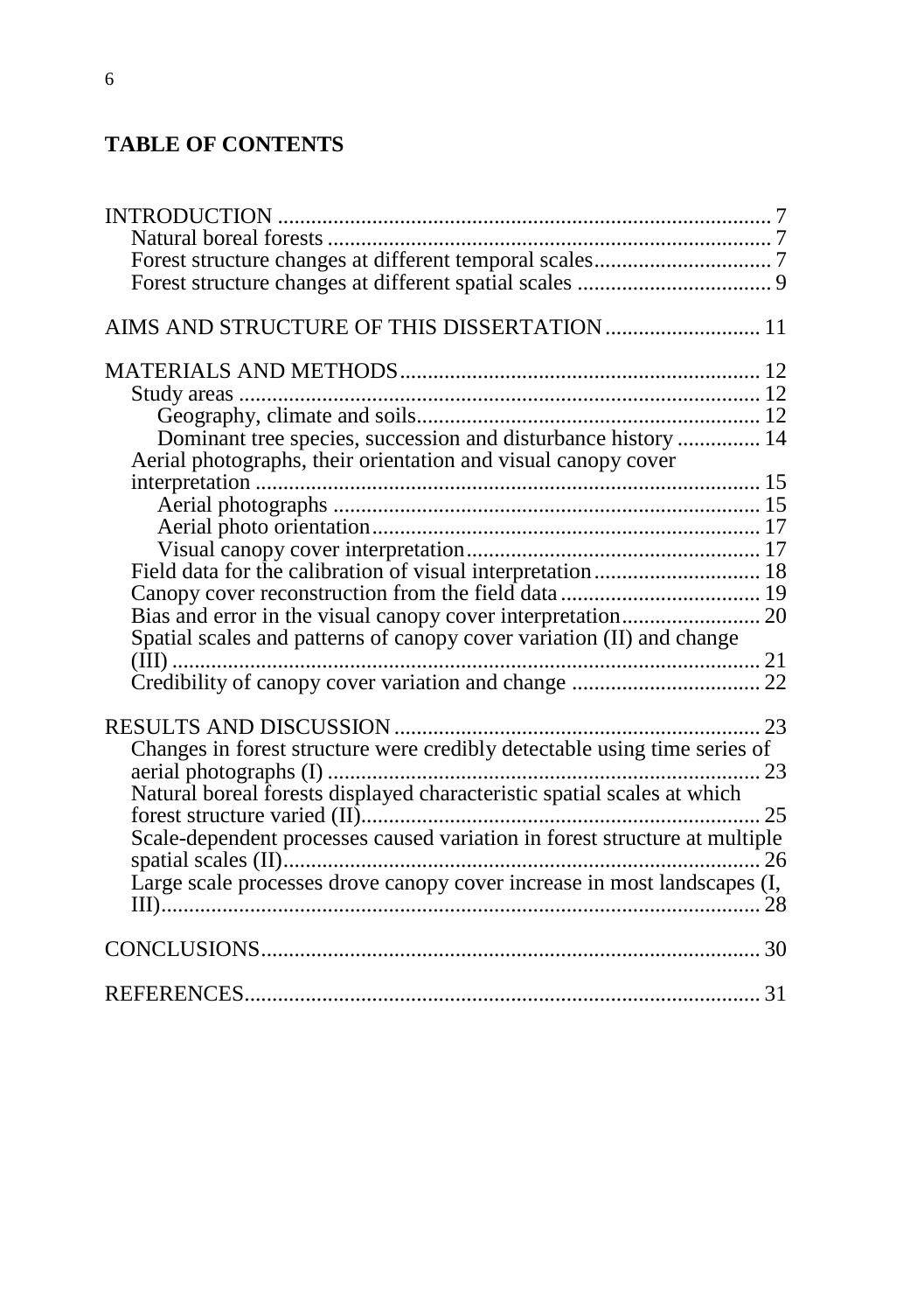**TABLE OF CONTENTS**

INTRODUCTION ... 7
- Natural boreal forests ... 7
- Forest structure changes at different temporal scales ... 7
- Forest structure changes at different spatial scales ... 9

AIMS AND STRUCTURE OF THIS DISSERTATION ... 11

MATERIALS AND METHODS ... 12
- Study areas ... 12
  - Geography, climate and soils ... 12
  - Dominant tree species, succession and disturbance history ... 14
- Aerial photographs, their orientation and visual canopy cover interpretation ... 15
  - Aerial photographs ... 15
  - Aerial photo orientation ... 17
  - Visual canopy cover interpretation ... 17
- Field data for the calibration of visual interpretation ... 18
- Canopy cover reconstruction from the field data ... 19
- Bias and error in the visual canopy cover interpretation ... 20
- Spatial scales and patterns of canopy cover variation (II) and change (III) ... 21
- Credibility of canopy cover variation and change ... 22

RESULTS AND DISCUSSION ... 23
- Changes in forest structure were credibly detectable using time series of aerial photographs (I) ... 23
- Natural boreal forests displayed characteristic spatial scales at which forest structure varied (II) ... 25
- Scale-dependent processes caused variation in forest structure at multiple spatial scales (II) ... 26
- Large scale processes drove canopy cover increase in most landscapes (I, III) ... 28

CONCLUSIONS ... 30

REFERENCES ... 31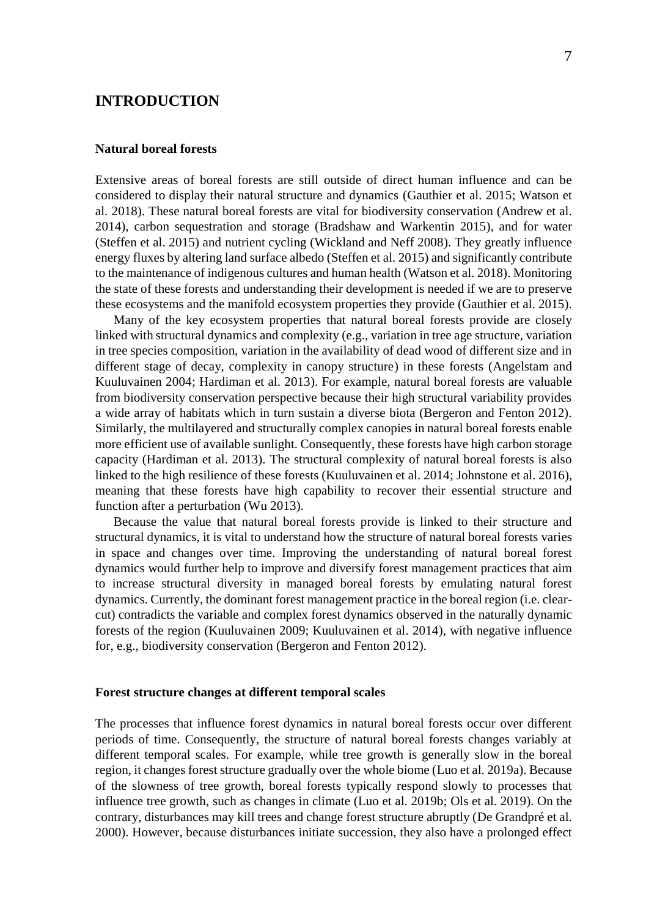# INTRODUCTION

### Natural boreal forests

Extensive areas of boreal forests are still outside of direct human influence and can be considered to display their natural structure and dynamics (Gauthier et al. 2015; Watson et al. 2018). These natural boreal forests are vital for biodiversity conservation (Andrew et al. 2014), carbon sequestration and storage (Bradshaw and Warkentin 2015), and for water (Steffen et al. 2015) and nutrient cycling (Wickland and Neff 2008). They greatly influence energy fluxes by altering land surface albedo (Steffen et al. 2015) and significantly contribute to the maintenance of indigenous cultures and human health (Watson et al. 2018). Monitoring the state of these forests and understanding their development is needed if we are to preserve these ecosystems and the manifold ecosystem properties they provide (Gauthier et al. 2015).

Many of the key ecosystem properties that natural boreal forests provide are closely linked with structural dynamics and complexity (e.g., variation in tree age structure, variation in tree species composition, variation in the availability of dead wood of different size and in different stage of decay, complexity in canopy structure) in these forests (Angelstam and Kuuluvainen 2004; Hardiman et al. 2013). For example, natural boreal forests are valuable from biodiversity conservation perspective because their high structural variability provides a wide array of habitats which in turn sustain a diverse biota (Bergeron and Fenton 2012). Similarly, the multilayered and structurally complex canopies in natural boreal forests enable more efficient use of available sunlight. Consequently, these forests have high carbon storage capacity (Hardiman et al. 2013). The structural complexity of natural boreal forests is also linked to the high resilience of these forests (Kuuluvainen et al. 2014; Johnstone et al. 2016), meaning that these forests have high capability to recover their essential structure and function after a perturbation (Wu 2013).

Because the value that natural boreal forests provide is linked to their structure and structural dynamics, it is vital to understand how the structure of natural boreal forests varies in space and changes over time. Improving the understanding of natural boreal forest dynamics would further help to improve and diversify forest management practices that aim to increase structural diversity in managed boreal forests by emulating natural forest dynamics. Currently, the dominant forest management practice in the boreal region (i.e. clear-cut) contradicts the variable and complex forest dynamics observed in the naturally dynamic forests of the region (Kuuluvainen 2009; Kuuluvainen et al. 2014), with negative influence for, e.g., biodiversity conservation (Bergeron and Fenton 2012).

### Forest structure changes at different temporal scales

The processes that influence forest dynamics in natural boreal forests occur over different periods of time. Consequently, the structure of natural boreal forests changes variably at different temporal scales. For example, while tree growth is generally slow in the boreal region, it changes forest structure gradually over the whole biome (Luo et al. 2019a). Because of the slowness of tree growth, boreal forests typically respond slowly to processes that influence tree growth, such as changes in climate (Luo et al. 2019b; Ols et al. 2019). On the contrary, disturbances may kill trees and change forest structure abruptly (De Grandpré et al. 2000). However, because disturbances initiate succession, they also have a prolonged effect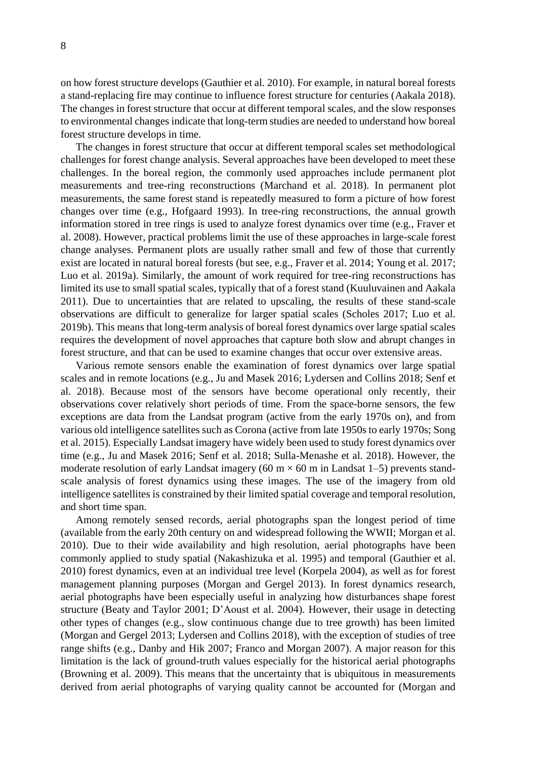on how forest structure develops (Gauthier et al. 2010). For example, in natural boreal forests a stand-replacing fire may continue to influence forest structure for centuries (Aakala 2018). The changes in forest structure that occur at different temporal scales, and the slow responses to environmental changes indicate that long-term studies are needed to understand how boreal forest structure develops in time.

The changes in forest structure that occur at different temporal scales set methodological challenges for forest change analysis. Several approaches have been developed to meet these challenges. In the boreal region, the commonly used approaches include permanent plot measurements and tree-ring reconstructions (Marchand et al. 2018). In permanent plot measurements, the same forest stand is repeatedly measured to form a picture of how forest changes over time (e.g., Hofgaard 1993). In tree-ring reconstructions, the annual growth information stored in tree rings is used to analyze forest dynamics over time (e.g., Fraver et al. 2008). However, practical problems limit the use of these approaches in large-scale forest change analyses. Permanent plots are usually rather small and few of those that currently exist are located in natural boreal forests (but see, e.g., Fraver et al. 2014; Young et al. 2017; Luo et al. 2019a). Similarly, the amount of work required for tree-ring reconstructions has limited its use to small spatial scales, typically that of a forest stand (Kuuluvainen and Aakala 2011). Due to uncertainties that are related to upscaling, the results of these stand-scale observations are difficult to generalize for larger spatial scales (Scholes 2017; Luo et al. 2019b). This means that long-term analysis of boreal forest dynamics over large spatial scales requires the development of novel approaches that capture both slow and abrupt changes in forest structure, and that can be used to examine changes that occur over extensive areas.

Various remote sensors enable the examination of forest dynamics over large spatial scales and in remote locations (e.g., Ju and Masek 2016; Lydersen and Collins 2018; Senf et al. 2018). Because most of the sensors have become operational only recently, their observations cover relatively short periods of time. From the space-borne sensors, the few exceptions are data from the Landsat program (active from the early 1970s on), and from various old intelligence satellites such as Corona (active from late 1950s to early 1970s; Song et al. 2015). Especially Landsat imagery have widely been used to study forest dynamics over time (e.g., Ju and Masek 2016; Senf et al. 2018; Sulla-Menashe et al. 2018). However, the moderate resolution of early Landsat imagery (60 m × 60 m in Landsat 1–5) prevents stand-scale analysis of forest dynamics using these images. The use of the imagery from old intelligence satellites is constrained by their limited spatial coverage and temporal resolution, and short time span.

Among remotely sensed records, aerial photographs span the longest period of time (available from the early 20th century on and widespread following the WWII; Morgan et al. 2010). Due to their wide availability and high resolution, aerial photographs have been commonly applied to study spatial (Nakashizuka et al. 1995) and temporal (Gauthier et al. 2010) forest dynamics, even at an individual tree level (Korpela 2004), as well as for forest management planning purposes (Morgan and Gergel 2013). In forest dynamics research, aerial photographs have been especially useful in analyzing how disturbances shape forest structure (Beaty and Taylor 2001; D'Aoust et al. 2004). However, their usage in detecting other types of changes (e.g., slow continuous change due to tree growth) has been limited (Morgan and Gergel 2013; Lydersen and Collins 2018), with the exception of studies of tree range shifts (e.g., Danby and Hik 2007; Franco and Morgan 2007). A major reason for this limitation is the lack of ground-truth values especially for the historical aerial photographs (Browning et al. 2009). This means that the uncertainty that is ubiquitous in measurements derived from aerial photographs of varying quality cannot be accounted for (Morgan and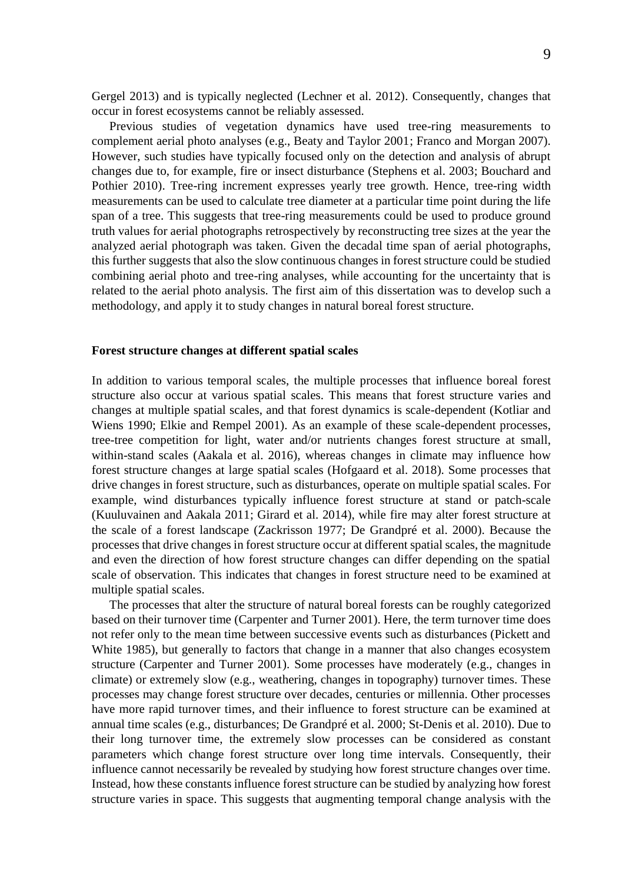Gergel 2013) and is typically neglected (Lechner et al. 2012). Consequently, changes that occur in forest ecosystems cannot be reliably assessed.

Previous studies of vegetation dynamics have used tree-ring measurements to complement aerial photo analyses (e.g., Beaty and Taylor 2001; Franco and Morgan 2007). However, such studies have typically focused only on the detection and analysis of abrupt changes due to, for example, fire or insect disturbance (Stephens et al. 2003; Bouchard and Pothier 2010). Tree-ring increment expresses yearly tree growth. Hence, tree-ring width measurements can be used to calculate tree diameter at a particular time point during the life span of a tree. This suggests that tree-ring measurements could be used to produce ground truth values for aerial photographs retrospectively by reconstructing tree sizes at the year the analyzed aerial photograph was taken. Given the decadal time span of aerial photographs, this further suggests that also the slow continuous changes in forest structure could be studied combining aerial photo and tree-ring analyses, while accounting for the uncertainty that is related to the aerial photo analysis. The first aim of this dissertation was to develop such a methodology, and apply it to study changes in natural boreal forest structure.

### Forest structure changes at different spatial scales

In addition to various temporal scales, the multiple processes that influence boreal forest structure also occur at various spatial scales. This means that forest structure varies and changes at multiple spatial scales, and that forest dynamics is scale-dependent (Kotliar and Wiens 1990; Elkie and Rempel 2001). As an example of these scale-dependent processes, tree-tree competition for light, water and/or nutrients changes forest structure at small, within-stand scales (Aakala et al. 2016), whereas changes in climate may influence how forest structure changes at large spatial scales (Hofgaard et al. 2018). Some processes that drive changes in forest structure, such as disturbances, operate on multiple spatial scales. For example, wind disturbances typically influence forest structure at stand or patch-scale (Kuuluvainen and Aakala 2011; Girard et al. 2014), while fire may alter forest structure at the scale of a forest landscape (Zackrisson 1977; De Grandpré et al. 2000). Because the processes that drive changes in forest structure occur at different spatial scales, the magnitude and even the direction of how forest structure changes can differ depending on the spatial scale of observation. This indicates that changes in forest structure need to be examined at multiple spatial scales.

The processes that alter the structure of natural boreal forests can be roughly categorized based on their turnover time (Carpenter and Turner 2001). Here, the term turnover time does not refer only to the mean time between successive events such as disturbances (Pickett and White 1985), but generally to factors that change in a manner that also changes ecosystem structure (Carpenter and Turner 2001). Some processes have moderately (e.g., changes in climate) or extremely slow (e.g., weathering, changes in topography) turnover times. These processes may change forest structure over decades, centuries or millennia. Other processes have more rapid turnover times, and their influence to forest structure can be examined at annual time scales (e.g., disturbances; De Grandpré et al. 2000; St-Denis et al. 2010). Due to their long turnover time, the extremely slow processes can be considered as constant parameters which change forest structure over long time intervals. Consequently, their influence cannot necessarily be revealed by studying how forest structure changes over time. Instead, how these constants influence forest structure can be studied by analyzing how forest structure varies in space. This suggests that augmenting temporal change analysis with the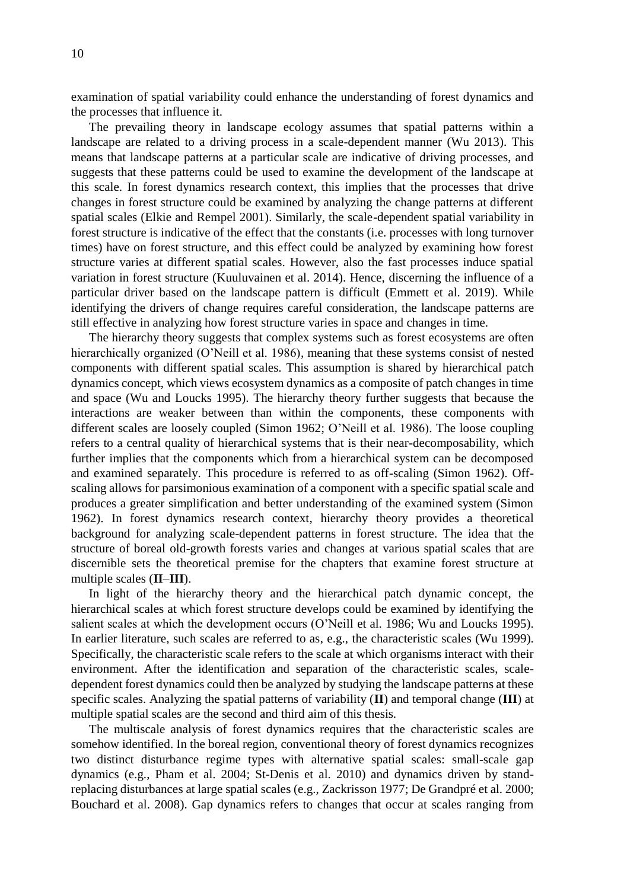examination of spatial variability could enhance the understanding of forest dynamics and the processes that influence it.

The prevailing theory in landscape ecology assumes that spatial patterns within a landscape are related to a driving process in a scale-dependent manner (Wu 2013). This means that landscape patterns at a particular scale are indicative of driving processes, and suggests that these patterns could be used to examine the development of the landscape at this scale. In forest dynamics research context, this implies that the processes that drive changes in forest structure could be examined by analyzing the change patterns at different spatial scales (Elkie and Rempel 2001). Similarly, the scale-dependent spatial variability in forest structure is indicative of the effect that the constants (i.e. processes with long turnover times) have on forest structure, and this effect could be analyzed by examining how forest structure varies at different spatial scales. However, also the fast processes induce spatial variation in forest structure (Kuuluvainen et al. 2014). Hence, discerning the influence of a particular driver based on the landscape pattern is difficult (Emmett et al. 2019). While identifying the drivers of change requires careful consideration, the landscape patterns are still effective in analyzing how forest structure varies in space and changes in time.

The hierarchy theory suggests that complex systems such as forest ecosystems are often hierarchically organized (O'Neill et al. 1986), meaning that these systems consist of nested components with different spatial scales. This assumption is shared by hierarchical patch dynamics concept, which views ecosystem dynamics as a composite of patch changes in time and space (Wu and Loucks 1995). The hierarchy theory further suggests that because the interactions are weaker between than within the components, these components with different scales are loosely coupled (Simon 1962; O'Neill et al. 1986). The loose coupling refers to a central quality of hierarchical systems that is their near-decomposability, which further implies that the components which from a hierarchical system can be decomposed and examined separately. This procedure is referred to as off-scaling (Simon 1962). Off-scaling allows for parsimonious examination of a component with a specific spatial scale and produces a greater simplification and better understanding of the examined system (Simon 1962). In forest dynamics research context, hierarchy theory provides a theoretical background for analyzing scale-dependent patterns in forest structure. The idea that the structure of boreal old-growth forests varies and changes at various spatial scales that are discernible sets the theoretical premise for the chapters that examine forest structure at multiple scales (**II**–**III**).

In light of the hierarchy theory and the hierarchical patch dynamic concept, the hierarchical scales at which forest structure develops could be examined by identifying the salient scales at which the development occurs (O'Neill et al. 1986; Wu and Loucks 1995). In earlier literature, such scales are referred to as, e.g., the characteristic scales (Wu 1999). Specifically, the characteristic scale refers to the scale at which organisms interact with their environment. After the identification and separation of the characteristic scales, scale-dependent forest dynamics could then be analyzed by studying the landscape patterns at these specific scales. Analyzing the spatial patterns of variability (**II**) and temporal change (**III**) at multiple spatial scales are the second and third aim of this thesis.

The multiscale analysis of forest dynamics requires that the characteristic scales are somehow identified. In the boreal region, conventional theory of forest dynamics recognizes two distinct disturbance regime types with alternative spatial scales: small-scale gap dynamics (e.g., Pham et al. 2004; St-Denis et al. 2010) and dynamics driven by stand-replacing disturbances at large spatial scales (e.g., Zackrisson 1977; De Grandpré et al. 2000; Bouchard et al. 2008). Gap dynamics refers to changes that occur at scales ranging from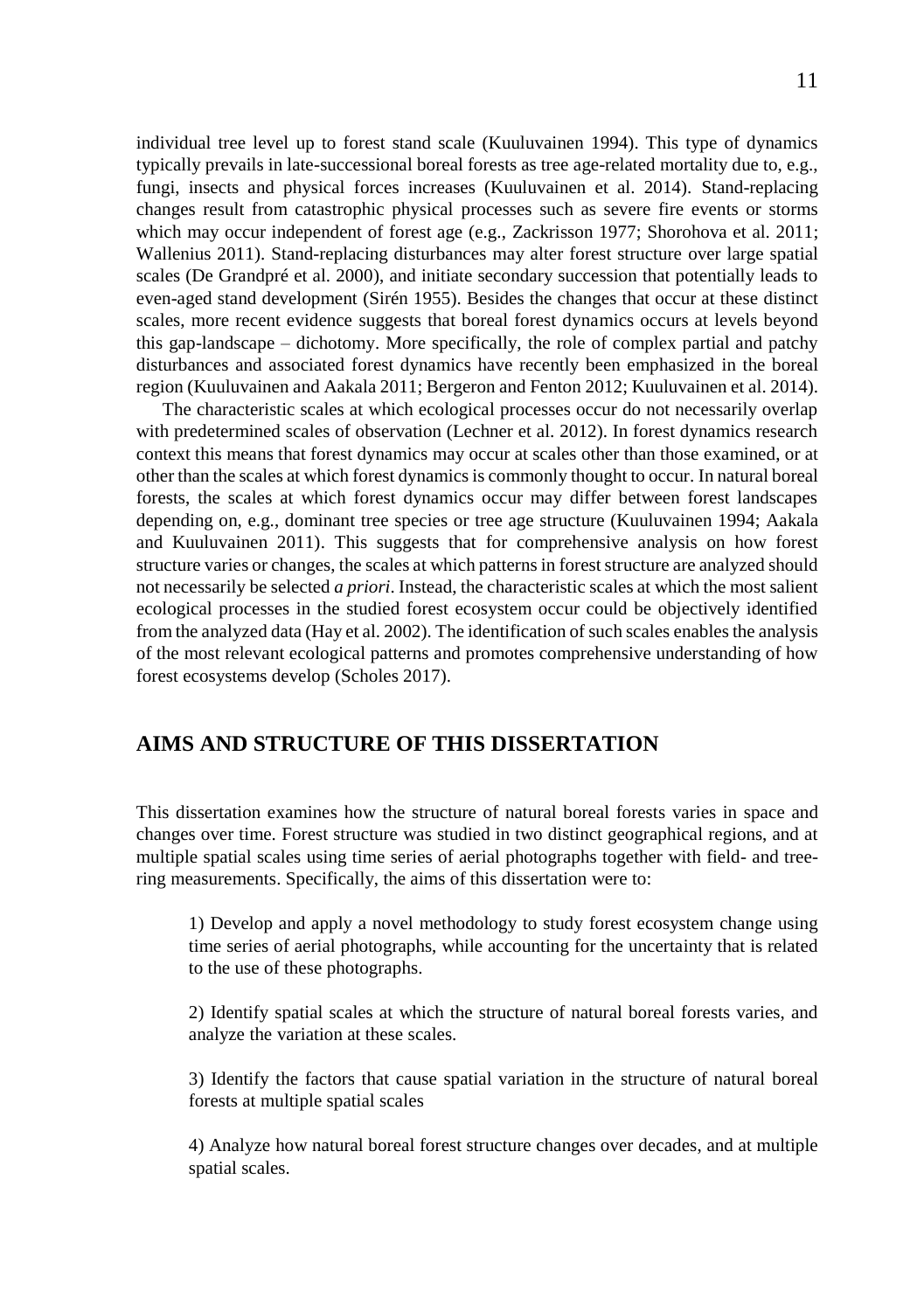individual tree level up to forest stand scale (Kuuluvainen 1994). This type of dynamics typically prevails in late-successional boreal forests as tree age-related mortality due to, e.g., fungi, insects and physical forces increases (Kuuluvainen et al. 2014). Stand-replacing changes result from catastrophic physical processes such as severe fire events or storms which may occur independent of forest age (e.g., Zackrisson 1977; Shorohova et al. 2011; Wallenius 2011). Stand-replacing disturbances may alter forest structure over large spatial scales (De Grandpré et al. 2000), and initiate secondary succession that potentially leads to even-aged stand development (Sirén 1955). Besides the changes that occur at these distinct scales, more recent evidence suggests that boreal forest dynamics occurs at levels beyond this gap-landscape – dichotomy. More specifically, the role of complex partial and patchy disturbances and associated forest dynamics have recently been emphasized in the boreal region (Kuuluvainen and Aakala 2011; Bergeron and Fenton 2012; Kuuluvainen et al. 2014).

The characteristic scales at which ecological processes occur do not necessarily overlap with predetermined scales of observation (Lechner et al. 2012). In forest dynamics research context this means that forest dynamics may occur at scales other than those examined, or at other than the scales at which forest dynamics is commonly thought to occur. In natural boreal forests, the scales at which forest dynamics occur may differ between forest landscapes depending on, e.g., dominant tree species or tree age structure (Kuuluvainen 1994; Aakala and Kuuluvainen 2011). This suggests that for comprehensive analysis on how forest structure varies or changes, the scales at which patterns in forest structure are analyzed should not necessarily be selected *a priori*. Instead, the characteristic scales at which the most salient ecological processes in the studied forest ecosystem occur could be objectively identified from the analyzed data (Hay et al. 2002). The identification of such scales enables the analysis of the most relevant ecological patterns and promotes comprehensive understanding of how forest ecosystems develop (Scholes 2017).

## AIMS AND STRUCTURE OF THIS DISSERTATION

This dissertation examines how the structure of natural boreal forests varies in space and changes over time. Forest structure was studied in two distinct geographical regions, and at multiple spatial scales using time series of aerial photographs together with field- and tree-ring measurements. Specifically, the aims of this dissertation were to:

1) Develop and apply a novel methodology to study forest ecosystem change using time series of aerial photographs, while accounting for the uncertainty that is related to the use of these photographs.

2) Identify spatial scales at which the structure of natural boreal forests varies, and analyze the variation at these scales.

3) Identify the factors that cause spatial variation in the structure of natural boreal forests at multiple spatial scales

4) Analyze how natural boreal forest structure changes over decades, and at multiple spatial scales.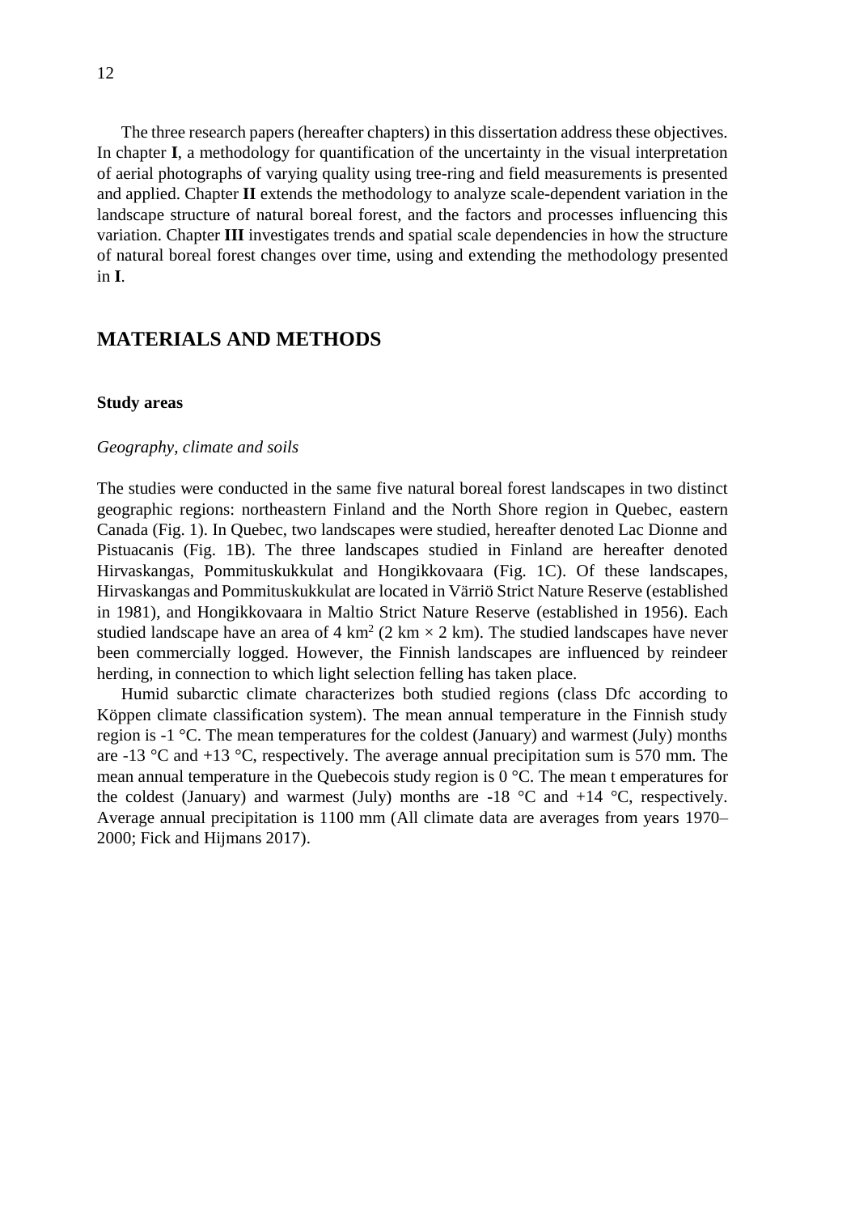The three research papers (hereafter chapters) in this dissertation address these objectives. In chapter **I**, a methodology for quantification of the uncertainty in the visual interpretation of aerial photographs of varying quality using tree-ring and field measurements is presented and applied. Chapter **II** extends the methodology to analyze scale-dependent variation in the landscape structure of natural boreal forest, and the factors and processes influencing this variation. Chapter **III** investigates trends and spatial scale dependencies in how the structure of natural boreal forest changes over time, using and extending the methodology presented in **I**.

# MATERIALS AND METHODS

## Study areas

### *Geography, climate and soils*

The studies were conducted in the same five natural boreal forest landscapes in two distinct geographic regions: northeastern Finland and the North Shore region in Quebec, eastern Canada (Fig. 1). In Quebec, two landscapes were studied, hereafter denoted Lac Dionne and Pistuacanis (Fig. 1B). The three landscapes studied in Finland are hereafter denoted Hirvaskangas, Pommituskukkulat and Hongikkovaara (Fig. 1C). Of these landscapes, Hirvaskangas and Pommituskukkulat are located in Värriö Strict Nature Reserve (established in 1981), and Hongikkovaara in Maltio Strict Nature Reserve (established in 1956). Each studied landscape have an area of 4 km$^2$ (2 km × 2 km). The studied landscapes have never been commercially logged. However, the Finnish landscapes are influenced by reindeer herding, in connection to which light selection felling has taken place.

Humid subarctic climate characterizes both studied regions (class Dfc according to Köppen climate classification system). The mean annual temperature in the Finnish study region is -1 °C. The mean temperatures for the coldest (January) and warmest (July) months are -13 °C and +13 °C, respectively. The average annual precipitation sum is 570 mm. The mean annual temperature in the Quebecois study region is 0 °C. The mean t emperatures for the coldest (January) and warmest (July) months are -18 °C and +14 °C, respectively. Average annual precipitation is 1100 mm (All climate data are averages from years 1970–2000; Fick and Hijmans 2017).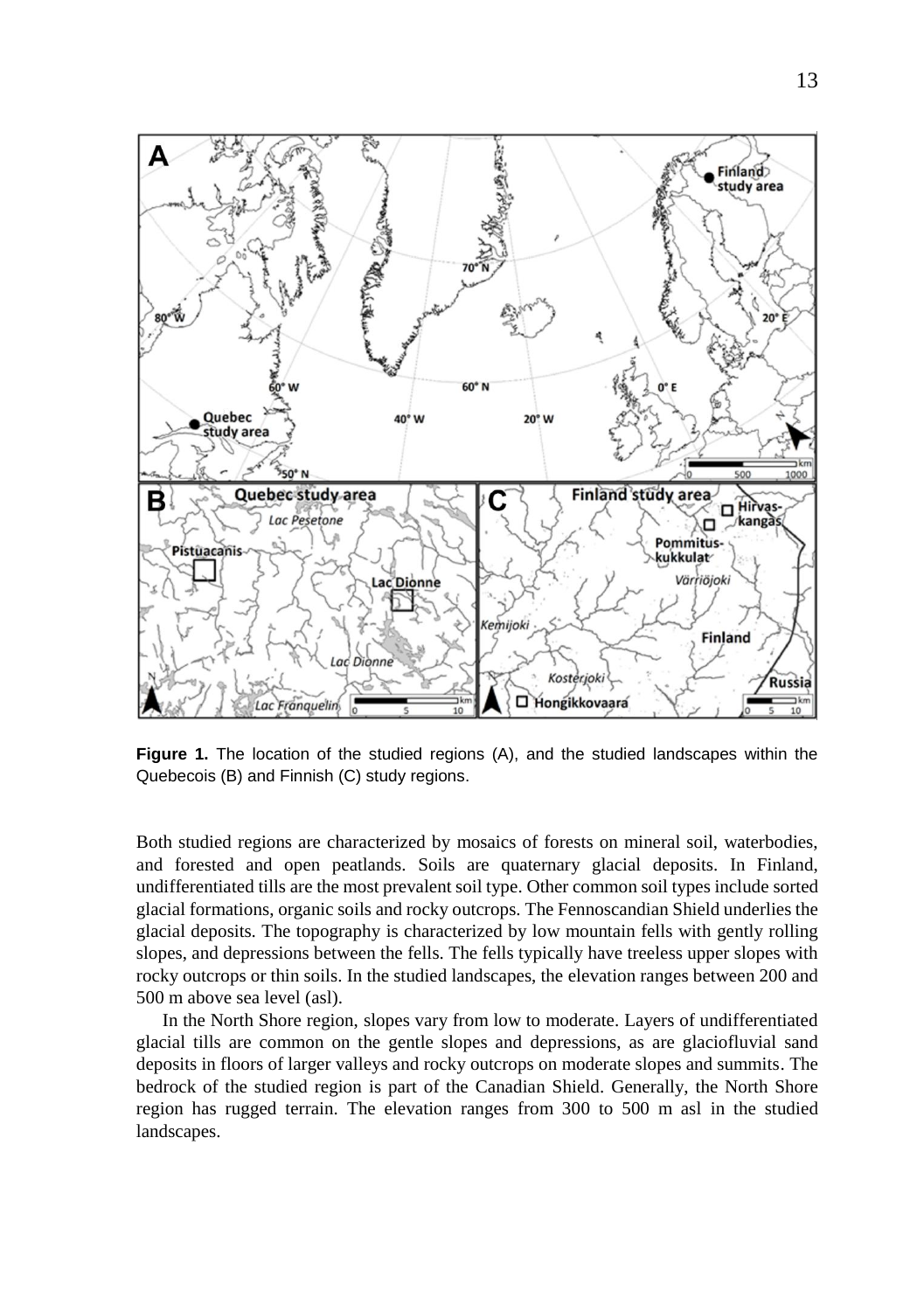**Figure 1.** The location of the studied regions (A), and the studied landscapes within the Quebecois (B) and Finnish (C) study regions.

Both studied regions are characterized by mosaics of forests on mineral soil, waterbodies, and forested and open peatlands. Soils are quaternary glacial deposits. In Finland, undifferentiated tills are the most prevalent soil type. Other common soil types include sorted glacial formations, organic soils and rocky outcrops. The Fennoscandian Shield underlies the glacial deposits. The topography is characterized by low mountain fells with gently rolling slopes, and depressions between the fells. The fells typically have treeless upper slopes with rocky outcrops or thin soils. In the studied landscapes, the elevation ranges between 200 and 500 m above sea level (asl).

In the North Shore region, slopes vary from low to moderate. Layers of undifferentiated glacial tills are common on the gentle slopes and depressions, as are glaciofluvial sand deposits in floors of larger valleys and rocky outcrops on moderate slopes and summits. The bedrock of the studied region is part of the Canadian Shield. Generally, the North Shore region has rugged terrain. The elevation ranges from 300 to 500 m asl in the studied landscapes.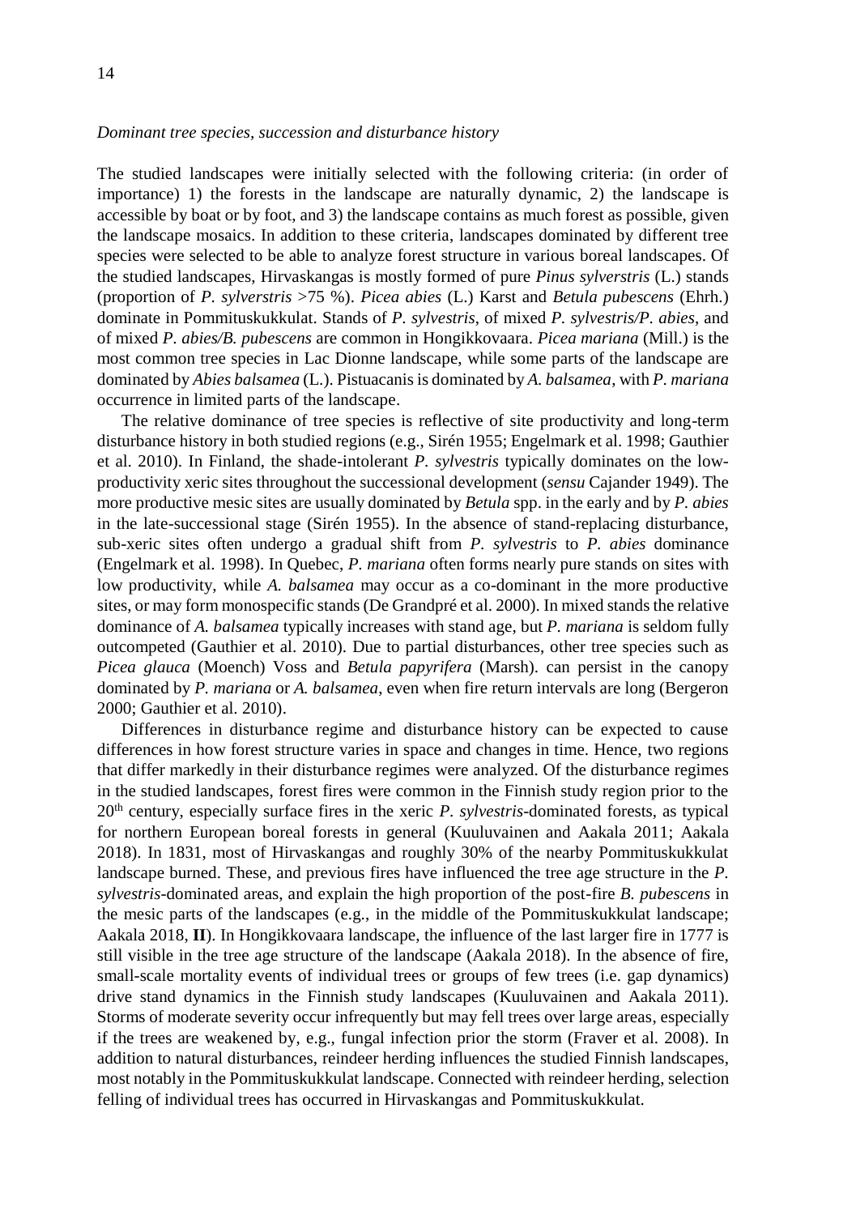*Dominant tree species, succession and disturbance history*

The studied landscapes were initially selected with the following criteria: (in order of importance) 1) the forests in the landscape are naturally dynamic, 2) the landscape is accessible by boat or by foot, and 3) the landscape contains as much forest as possible, given the landscape mosaics. In addition to these criteria, landscapes dominated by different tree species were selected to be able to analyze forest structure in various boreal landscapes. Of the studied landscapes, Hirvaskangas is mostly formed of pure *Pinus sylverstris* (L.) stands (proportion of *P. sylverstris* >75 %). *Picea abies* (L.) Karst and *Betula pubescens* (Ehrh.) dominate in Pommituskukkulat. Stands of *P. sylvestris*, of mixed *P. sylvestris/P. abies*, and of mixed *P. abies/B. pubescens* are common in Hongikkovaara. *Picea mariana* (Mill.) is the most common tree species in Lac Dionne landscape, while some parts of the landscape are dominated by *Abies balsamea* (L.). Pistuacanis is dominated by *A. balsamea*, with *P. mariana* occurrence in limited parts of the landscape.

The relative dominance of tree species is reflective of site productivity and long-term disturbance history in both studied regions (e.g., Sirén 1955; Engelmark et al. 1998; Gauthier et al. 2010). In Finland, the shade-intolerant *P. sylvestris* typically dominates on the low-productivity xeric sites throughout the successional development (*sensu* Cajander 1949). The more productive mesic sites are usually dominated by *Betula* spp. in the early and by *P. abies* in the late-successional stage (Sirén 1955). In the absence of stand-replacing disturbance, sub-xeric sites often undergo a gradual shift from *P. sylvestris* to *P. abies* dominance (Engelmark et al. 1998). In Quebec, *P. mariana* often forms nearly pure stands on sites with low productivity, while *A. balsamea* may occur as a co-dominant in the more productive sites, or may form monospecific stands (De Grandpré et al. 2000). In mixed stands the relative dominance of *A. balsamea* typically increases with stand age, but *P. mariana* is seldom fully outcompeted (Gauthier et al. 2010). Due to partial disturbances, other tree species such as *Picea glauca* (Moench) Voss and *Betula papyrifera* (Marsh). can persist in the canopy dominated by *P. mariana* or *A. balsamea*, even when fire return intervals are long (Bergeron 2000; Gauthier et al. 2010).

Differences in disturbance regime and disturbance history can be expected to cause differences in how forest structure varies in space and changes in time. Hence, two regions that differ markedly in their disturbance regimes were analyzed. Of the disturbance regimes in the studied landscapes, forest fires were common in the Finnish study region prior to the 20th century, especially surface fires in the xeric *P. sylvestris*-dominated forests, as typical for northern European boreal forests in general (Kuuluvainen and Aakala 2011; Aakala 2018). In 1831, most of Hirvaskangas and roughly 30% of the nearby Pommituskukkulat landscape burned. These, and previous fires have influenced the tree age structure in the *P. sylvestris*-dominated areas, and explain the high proportion of the post-fire *B. pubescens* in the mesic parts of the landscapes (e.g., in the middle of the Pommituskukkulat landscape; Aakala 2018, **II**). In Hongikkovaara landscape, the influence of the last larger fire in 1777 is still visible in the tree age structure of the landscape (Aakala 2018). In the absence of fire, small-scale mortality events of individual trees or groups of few trees (i.e. gap dynamics) drive stand dynamics in the Finnish study landscapes (Kuuluvainen and Aakala 2011). Storms of moderate severity occur infrequently but may fell trees over large areas, especially if the trees are weakened by, e.g., fungal infection prior the storm (Fraver et al. 2008). In addition to natural disturbances, reindeer herding influences the studied Finnish landscapes, most notably in the Pommituskukkulat landscape. Connected with reindeer herding, selection felling of individual trees has occurred in Hirvaskangas and Pommituskukkulat.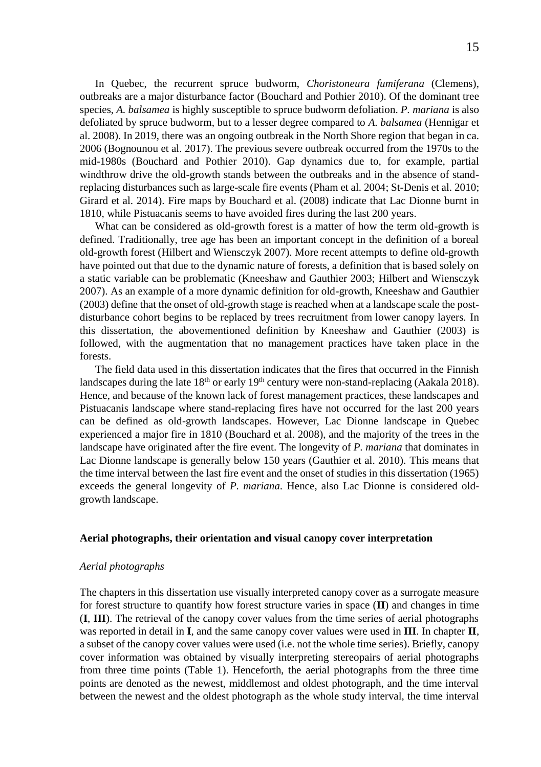In Quebec, the recurrent spruce budworm, *Choristoneura fumiferana* (Clemens), outbreaks are a major disturbance factor (Bouchard and Pothier 2010). Of the dominant tree species, *A. balsamea* is highly susceptible to spruce budworm defoliation. *P. mariana* is also defoliated by spruce budworm, but to a lesser degree compared to *A. balsamea* (Hennigar et al. 2008). In 2019, there was an ongoing outbreak in the North Shore region that began in ca. 2006 (Bognounou et al. 2017). The previous severe outbreak occurred from the 1970s to the mid-1980s (Bouchard and Pothier 2010). Gap dynamics due to, for example, partial windthrow drive the old-growth stands between the outbreaks and in the absence of stand-replacing disturbances such as large-scale fire events (Pham et al. 2004; St-Denis et al. 2010; Girard et al. 2014). Fire maps by Bouchard et al. (2008) indicate that Lac Dionne burnt in 1810, while Pistuacanis seems to have avoided fires during the last 200 years.

What can be considered as old-growth forest is a matter of how the term old-growth is defined. Traditionally, tree age has been an important concept in the definition of a boreal old-growth forest (Hilbert and Wiensczyk 2007). More recent attempts to define old-growth have pointed out that due to the dynamic nature of forests, a definition that is based solely on a static variable can be problematic (Kneeshaw and Gauthier 2003; Hilbert and Wiensczyk 2007). As an example of a more dynamic definition for old-growth, Kneeshaw and Gauthier (2003) define that the onset of old-growth stage is reached when at a landscape scale the post-disturbance cohort begins to be replaced by trees recruitment from lower canopy layers. In this dissertation, the abovementioned definition by Kneeshaw and Gauthier (2003) is followed, with the augmentation that no management practices have taken place in the forests.

The field data used in this dissertation indicates that the fires that occurred in the Finnish landscapes during the late 18th or early 19th century were non-stand-replacing (Aakala 2018). Hence, and because of the known lack of forest management practices, these landscapes and Pistuacanis landscape where stand-replacing fires have not occurred for the last 200 years can be defined as old-growth landscapes. However, Lac Dionne landscape in Quebec experienced a major fire in 1810 (Bouchard et al. 2008), and the majority of the trees in the landscape have originated after the fire event. The longevity of *P. mariana* that dominates in Lac Dionne landscape is generally below 150 years (Gauthier et al. 2010). This means that the time interval between the last fire event and the onset of studies in this dissertation (1965) exceeds the general longevity of *P. mariana*. Hence, also Lac Dionne is considered old-growth landscape.

## Aerial photographs, their orientation and visual canopy cover interpretation

### *Aerial photographs*

The chapters in this dissertation use visually interpreted canopy cover as a surrogate measure for forest structure to quantify how forest structure varies in space (**II**) and changes in time (**I**, **III**). The retrieval of the canopy cover values from the time series of aerial photographs was reported in detail in **I**, and the same canopy cover values were used in **III**. In chapter **II**, a subset of the canopy cover values were used (i.e. not the whole time series). Briefly, canopy cover information was obtained by visually interpreting stereopairs of aerial photographs from three time points (Table 1). Henceforth, the aerial photographs from the three time points are denoted as the newest, middlemost and oldest photograph, and the time interval between the newest and the oldest photograph as the whole study interval, the time interval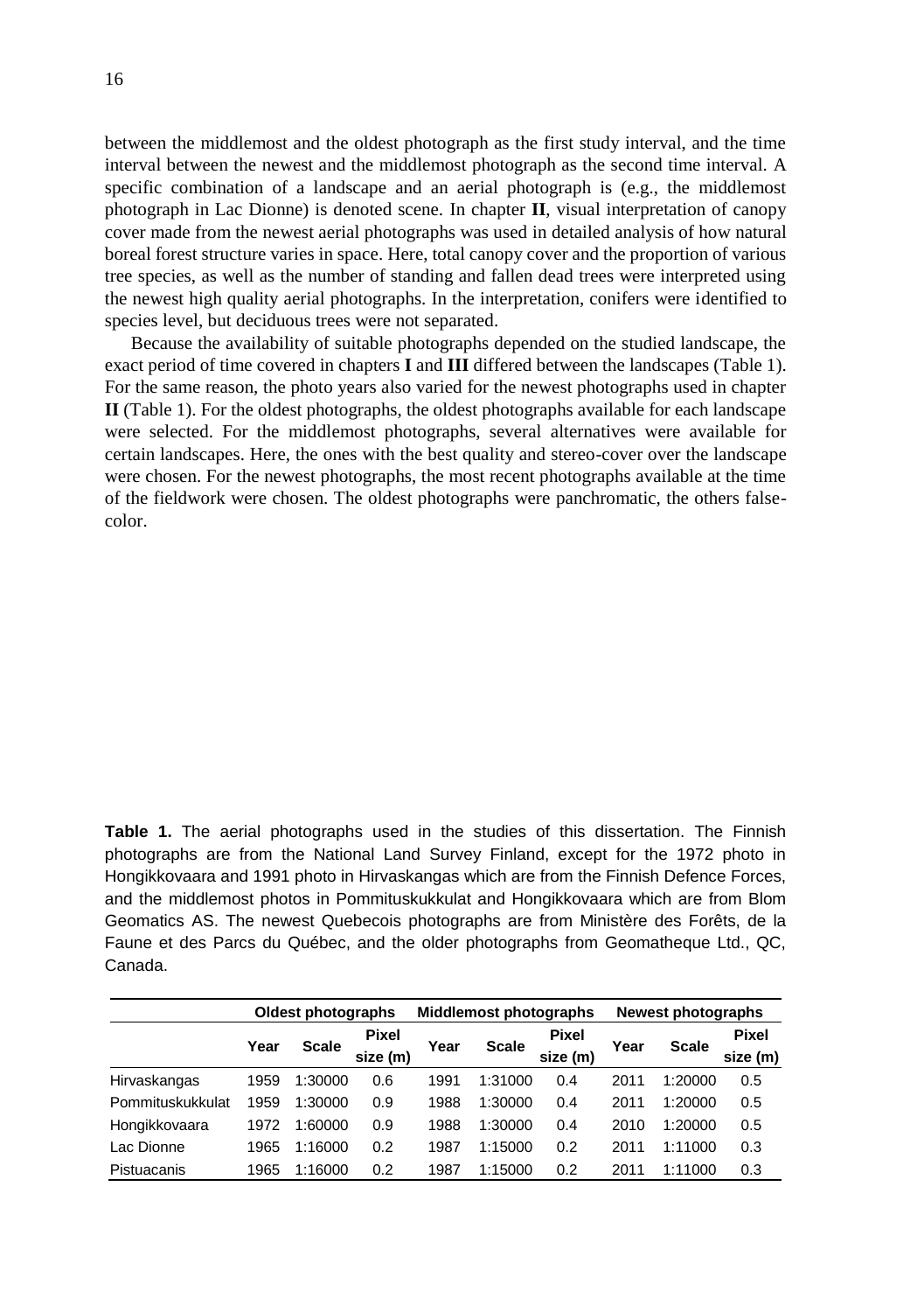between the middlemost and the oldest photograph as the first study interval, and the time interval between the newest and the middlemost photograph as the second time interval. A specific combination of a landscape and an aerial photograph is (e.g., the middlemost photograph in Lac Dionne) is denoted scene. In chapter **II**, visual interpretation of canopy cover made from the newest aerial photographs was used in detailed analysis of how natural boreal forest structure varies in space. Here, total canopy cover and the proportion of various tree species, as well as the number of standing and fallen dead trees were interpreted using the newest high quality aerial photographs. In the interpretation, conifers were identified to species level, but deciduous trees were not separated.

Because the availability of suitable photographs depended on the studied landscape, the exact period of time covered in chapters **I** and **III** differed between the landscapes (Table 1). For the same reason, the photo years also varied for the newest photographs used in chapter **II** (Table 1). For the oldest photographs, the oldest photographs available for each landscape were selected. For the middlemost photographs, several alternatives were available for certain landscapes. Here, the ones with the best quality and stereo-cover over the landscape were chosen. For the newest photographs, the most recent photographs available at the time of the fieldwork were chosen. The oldest photographs were panchromatic, the others false-color.

**Table 1.** The aerial photographs used in the studies of this dissertation. The Finnish photographs are from the National Land Survey Finland, except for the 1972 photo in Hongikkovaara and 1991 photo in Hirvaskangas which are from the Finnish Defence Forces, and the middlemost photos in Pommituskukkulat and Hongikkovaara which are from Blom Geomatics AS. The newest Quebecois photographs are from Ministère des Forêts, de la Faune et des Parcs du Québec, and the older photographs from Geomatheque Ltd., QC, Canada.

| | Oldest photographs | | | Middlemost photographs | | | Newest photographs | | |
|---|---|---|---|---|---|---|---|---|---|
| | Year | Scale | Pixel size (m) | Year | Scale | Pixel size (m) | Year | Scale | Pixel size (m) |
| Hirvaskangas | 1959 | 1:30000 | 0.6 | 1991 | 1:31000 | 0.4 | 2011 | 1:20000 | 0.5 |
| Pommituskukkulat | 1959 | 1:30000 | 0.9 | 1988 | 1:30000 | 0.4 | 2011 | 1:20000 | 0.5 |
| Hongikkovaara | 1972 | 1:60000 | 0.9 | 1988 | 1:30000 | 0.4 | 2010 | 1:20000 | 0.5 |
| Lac Dionne | 1965 | 1:16000 | 0.2 | 1987 | 1:15000 | 0.2 | 2011 | 1:11000 | 0.3 |
| Pistuacanis | 1965 | 1:16000 | 0.2 | 1987 | 1:15000 | 0.2 | 2011 | 1:11000 | 0.3 |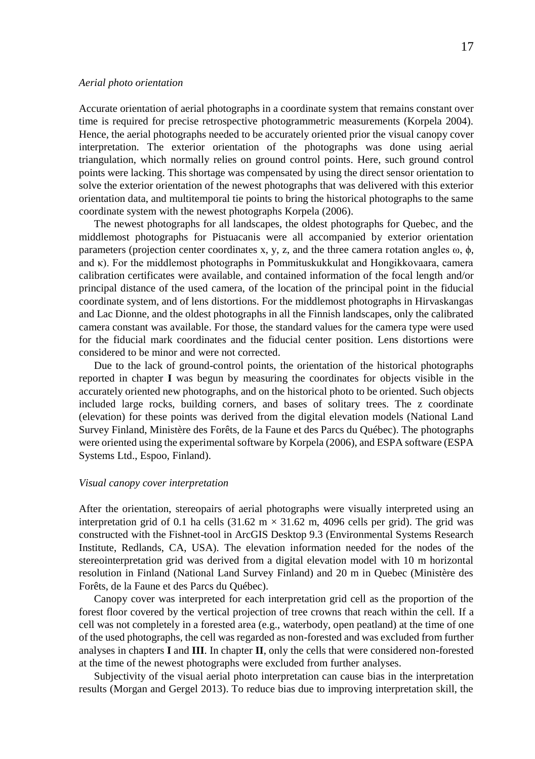*Aerial photo orientation*

Accurate orientation of aerial photographs in a coordinate system that remains constant over time is required for precise retrospective photogrammetric measurements (Korpela 2004). Hence, the aerial photographs needed to be accurately oriented prior the visual canopy cover interpretation. The exterior orientation of the photographs was done using aerial triangulation, which normally relies on ground control points. Here, such ground control points were lacking. This shortage was compensated by using the direct sensor orientation to solve the exterior orientation of the newest photographs that was delivered with this exterior orientation data, and multitemporal tie points to bring the historical photographs to the same coordinate system with the newest photographs Korpela (2006).

The newest photographs for all landscapes, the oldest photographs for Quebec, and the middlemost photographs for Pistuacanis were all accompanied by exterior orientation parameters (projection center coordinates x, y, z, and the three camera rotation angles $\omega$, $\phi$, and $\kappa$). For the middlemost photographs in Pommituskukkulat and Hongikkovaara, camera calibration certificates were available, and contained information of the focal length and/or principal distance of the used camera, of the location of the principal point in the fiducial coordinate system, and of lens distortions. For the middlemost photographs in Hirvaskangas and Lac Dionne, and the oldest photographs in all the Finnish landscapes, only the calibrated camera constant was available. For those, the standard values for the camera type were used for the fiducial mark coordinates and the fiducial center position. Lens distortions were considered to be minor and were not corrected.

Due to the lack of ground-control points, the orientation of the historical photographs reported in chapter **I** was begun by measuring the coordinates for objects visible in the accurately oriented new photographs, and on the historical photo to be oriented. Such objects included large rocks, building corners, and bases of solitary trees. The z coordinate (elevation) for these points was derived from the digital elevation models (National Land Survey Finland, Ministère des Forêts, de la Faune et des Parcs du Québec). The photographs were oriented using the experimental software by Korpela (2006), and ESPA software (ESPA Systems Ltd., Espoo, Finland).

*Visual canopy cover interpretation*

After the orientation, stereopairs of aerial photographs were visually interpreted using an interpretation grid of 0.1 ha cells (31.62 m × 31.62 m, 4096 cells per grid). The grid was constructed with the Fishnet-tool in ArcGIS Desktop 9.3 (Environmental Systems Research Institute, Redlands, CA, USA). The elevation information needed for the nodes of the stereointerpretation grid was derived from a digital elevation model with 10 m horizontal resolution in Finland (National Land Survey Finland) and 20 m in Quebec (Ministère des Forêts, de la Faune et des Parcs du Québec).

Canopy cover was interpreted for each interpretation grid cell as the proportion of the forest floor covered by the vertical projection of tree crowns that reach within the cell. If a cell was not completely in a forested area (e.g., waterbody, open peatland) at the time of one of the used photographs, the cell was regarded as non-forested and was excluded from further analyses in chapters **I** and **III**. In chapter **II**, only the cells that were considered non-forested at the time of the newest photographs were excluded from further analyses.

Subjectivity of the visual aerial photo interpretation can cause bias in the interpretation results (Morgan and Gergel 2013). To reduce bias due to improving interpretation skill, the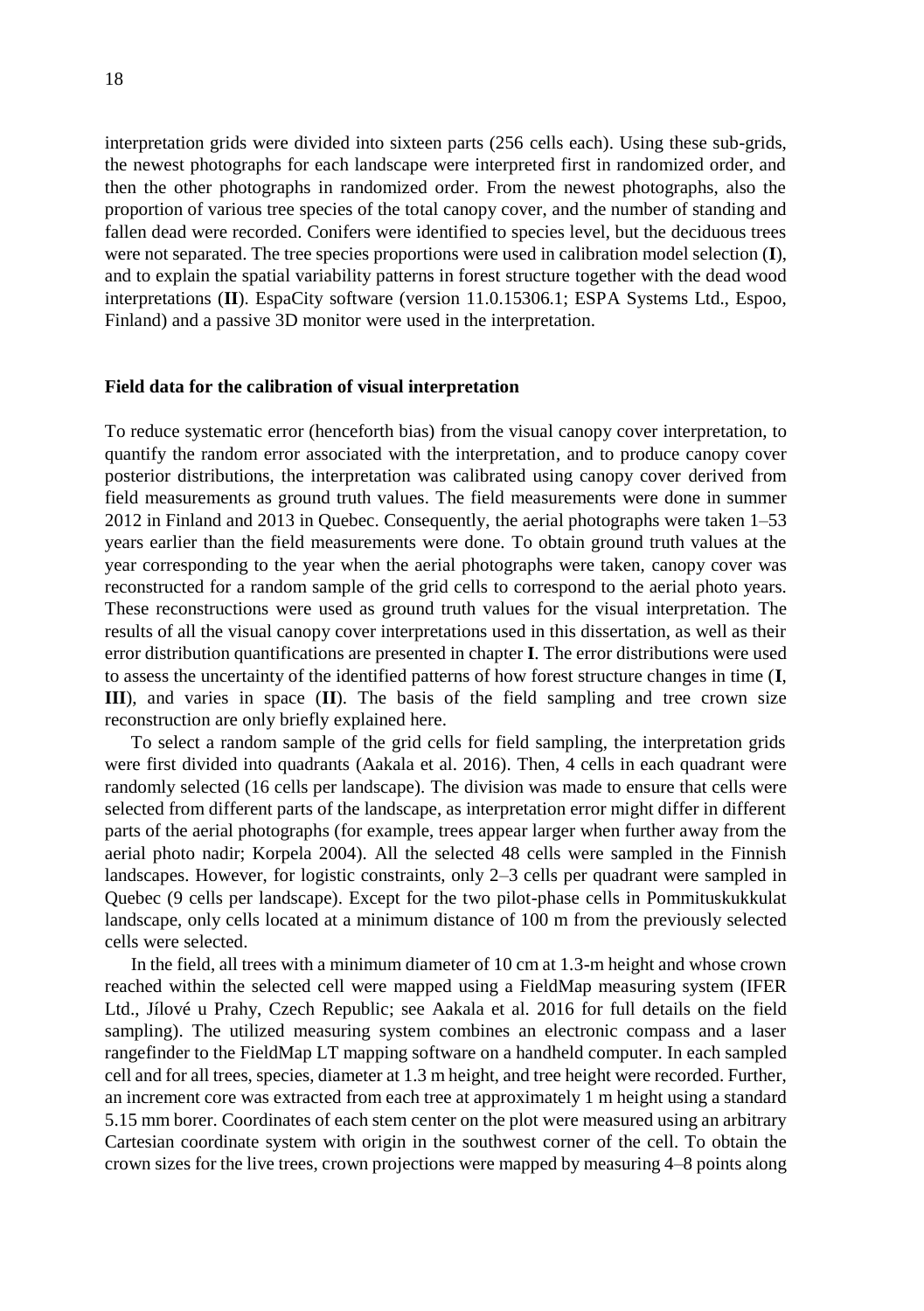interpretation grids were divided into sixteen parts (256 cells each). Using these sub-grids, the newest photographs for each landscape were interpreted first in randomized order, and then the other photographs in randomized order. From the newest photographs, also the proportion of various tree species of the total canopy cover, and the number of standing and fallen dead were recorded. Conifers were identified to species level, but the deciduous trees were not separated. The tree species proportions were used in calibration model selection (**I**), and to explain the spatial variability patterns in forest structure together with the dead wood interpretations (**II**). EspaCity software (version 11.0.15306.1; ESPA Systems Ltd., Espoo, Finland) and a passive 3D monitor were used in the interpretation.

**Field data for the calibration of visual interpretation**

To reduce systematic error (henceforth bias) from the visual canopy cover interpretation, to quantify the random error associated with the interpretation, and to produce canopy cover posterior distributions, the interpretation was calibrated using canopy cover derived from field measurements as ground truth values. The field measurements were done in summer 2012 in Finland and 2013 in Quebec. Consequently, the aerial photographs were taken 1–53 years earlier than the field measurements were done. To obtain ground truth values at the year corresponding to the year when the aerial photographs were taken, canopy cover was reconstructed for a random sample of the grid cells to correspond to the aerial photo years. These reconstructions were used as ground truth values for the visual interpretation. The results of all the visual canopy cover interpretations used in this dissertation, as well as their error distribution quantifications are presented in chapter **I**. The error distributions were used to assess the uncertainty of the identified patterns of how forest structure changes in time (**I**, **III**), and varies in space (**II**). The basis of the field sampling and tree crown size reconstruction are only briefly explained here.

To select a random sample of the grid cells for field sampling, the interpretation grids were first divided into quadrants (Aakala et al. 2016). Then, 4 cells in each quadrant were randomly selected (16 cells per landscape). The division was made to ensure that cells were selected from different parts of the landscape, as interpretation error might differ in different parts of the aerial photographs (for example, trees appear larger when further away from the aerial photo nadir; Korpela 2004). All the selected 48 cells were sampled in the Finnish landscapes. However, for logistic constraints, only 2–3 cells per quadrant were sampled in Quebec (9 cells per landscape). Except for the two pilot-phase cells in Pommituskukkulat landscape, only cells located at a minimum distance of 100 m from the previously selected cells were selected.

In the field, all trees with a minimum diameter of 10 cm at 1.3-m height and whose crown reached within the selected cell were mapped using a FieldMap measuring system (IFER Ltd., Jílové u Prahy, Czech Republic; see Aakala et al. 2016 for full details on the field sampling). The utilized measuring system combines an electronic compass and a laser rangefinder to the FieldMap LT mapping software on a handheld computer. In each sampled cell and for all trees, species, diameter at 1.3 m height, and tree height were recorded. Further, an increment core was extracted from each tree at approximately 1 m height using a standard 5.15 mm borer. Coordinates of each stem center on the plot were measured using an arbitrary Cartesian coordinate system with origin in the southwest corner of the cell. To obtain the crown sizes for the live trees, crown projections were mapped by measuring 4–8 points along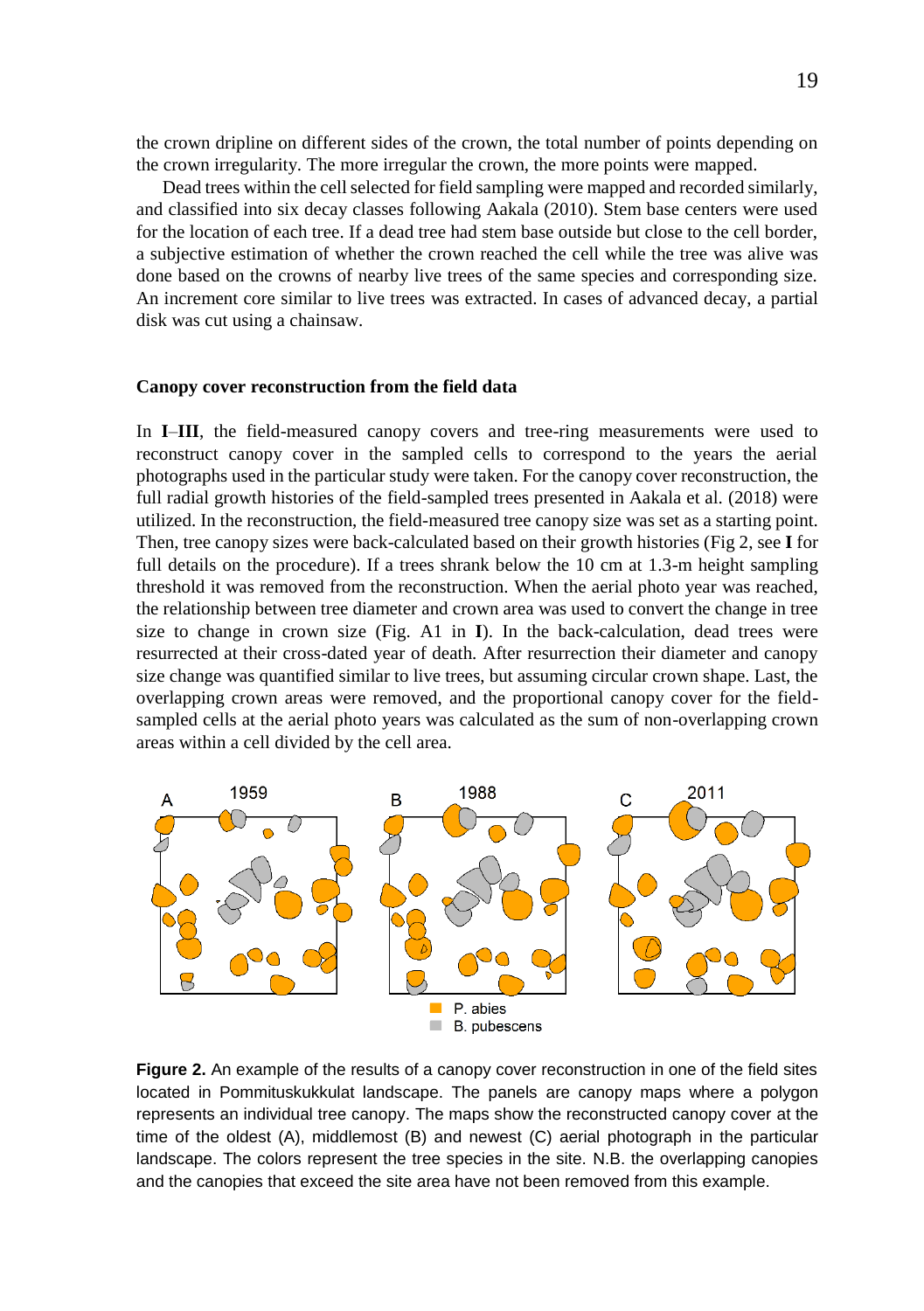the crown dripline on different sides of the crown, the total number of points depending on the crown irregularity. The more irregular the crown, the more points were mapped.

Dead trees within the cell selected for field sampling were mapped and recorded similarly, and classified into six decay classes following Aakala (2010). Stem base centers were used for the location of each tree. If a dead tree had stem base outside but close to the cell border, a subjective estimation of whether the crown reached the cell while the tree was alive was done based on the crowns of nearby live trees of the same species and corresponding size. An increment core similar to live trees was extracted. In cases of advanced decay, a partial disk was cut using a chainsaw.

### Canopy cover reconstruction from the field data

In **I**–**III**, the field-measured canopy covers and tree-ring measurements were used to reconstruct canopy cover in the sampled cells to correspond to the years the aerial photographs used in the particular study were taken. For the canopy cover reconstruction, the full radial growth histories of the field-sampled trees presented in Aakala et al. (2018) were utilized. In the reconstruction, the field-measured tree canopy size was set as a starting point. Then, tree canopy sizes were back-calculated based on their growth histories (Fig 2, see **I** for full details on the procedure). If a trees shrank below the 10 cm at 1.3-m height sampling threshold it was removed from the reconstruction. When the aerial photo year was reached, the relationship between tree diameter and crown area was used to convert the change in tree size to change in crown size (Fig. A1 in **I**). In the back-calculation, dead trees were resurrected at their cross-dated year of death. After resurrection their diameter and canopy size change was quantified similar to live trees, but assuming circular crown shape. Last, the overlapping crown areas were removed, and the proportional canopy cover for the field-sampled cells at the aerial photo years was calculated as the sum of non-overlapping crown areas within a cell divided by the cell area.

**Figure 2.** An example of the results of a canopy cover reconstruction in one of the field sites located in Pommituskukkulat landscape. The panels are canopy maps where a polygon represents an individual tree canopy. The maps show the reconstructed canopy cover at the time of the oldest (A), middlemost (B) and newest (C) aerial photograph in the particular landscape. The colors represent the tree species in the site. N.B. the overlapping canopies and the canopies that exceed the site area have not been removed from this example.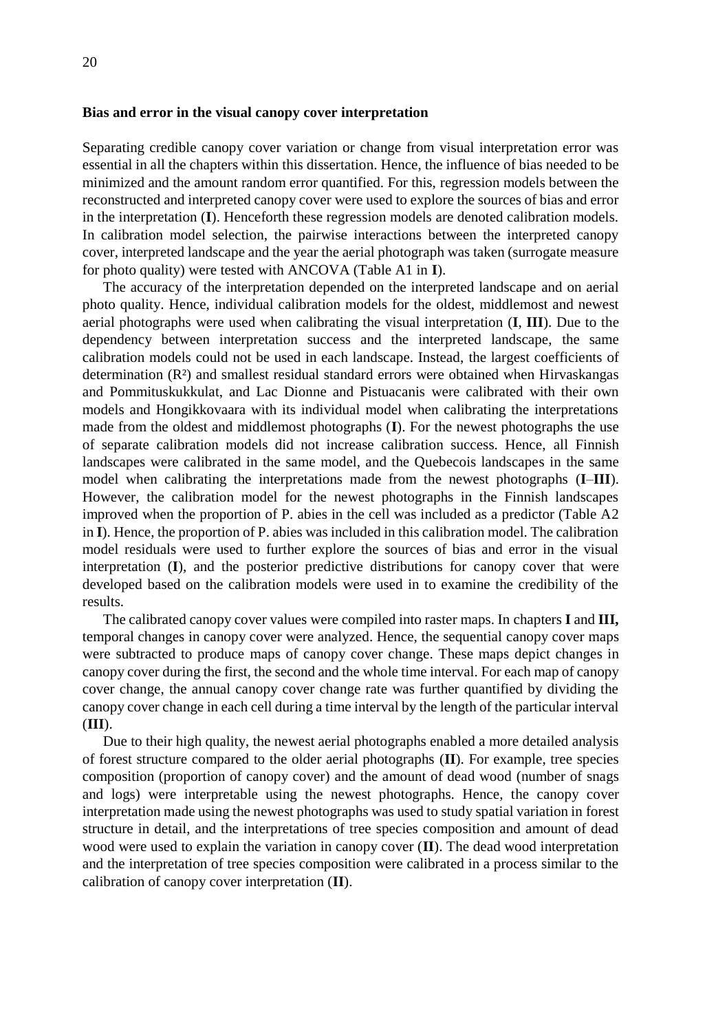### Bias and error in the visual canopy cover interpretation

Separating credible canopy cover variation or change from visual interpretation error was essential in all the chapters within this dissertation. Hence, the influence of bias needed to be minimized and the amount random error quantified. For this, regression models between the reconstructed and interpreted canopy cover were used to explore the sources of bias and error in the interpretation (**I**). Henceforth these regression models are denoted calibration models. In calibration model selection, the pairwise interactions between the interpreted canopy cover, interpreted landscape and the year the aerial photograph was taken (surrogate measure for photo quality) were tested with ANCOVA (Table A1 in **I**).

The accuracy of the interpretation depended on the interpreted landscape and on aerial photo quality. Hence, individual calibration models for the oldest, middlemost and newest aerial photographs were used when calibrating the visual interpretation (**I**, **III**). Due to the dependency between interpretation success and the interpreted landscape, the same calibration models could not be used in each landscape. Instead, the largest coefficients of determination ($R^2$) and smallest residual standard errors were obtained when Hirvaskangas and Pommituskukkulat, and Lac Dionne and Pistuacanis were calibrated with their own models and Hongikkovaara with its individual model when calibrating the interpretations made from the oldest and middlemost photographs (**I**). For the newest photographs the use of separate calibration models did not increase calibration success. Hence, all Finnish landscapes were calibrated in the same model, and the Quebecois landscapes in the same model when calibrating the interpretations made from the newest photographs (**I**–**III**). However, the calibration model for the newest photographs in the Finnish landscapes improved when the proportion of P. abies in the cell was included as a predictor (Table A2 in **I**). Hence, the proportion of P. abies was included in this calibration model. The calibration model residuals were used to further explore the sources of bias and error in the visual interpretation (**I**), and the posterior predictive distributions for canopy cover that were developed based on the calibration models were used in to examine the credibility of the results.

The calibrated canopy cover values were compiled into raster maps. In chapters **I** and **III,** temporal changes in canopy cover were analyzed. Hence, the sequential canopy cover maps were subtracted to produce maps of canopy cover change. These maps depict changes in canopy cover during the first, the second and the whole time interval. For each map of canopy cover change, the annual canopy cover change rate was further quantified by dividing the canopy cover change in each cell during a time interval by the length of the particular interval (**III**).

Due to their high quality, the newest aerial photographs enabled a more detailed analysis of forest structure compared to the older aerial photographs (**II**). For example, tree species composition (proportion of canopy cover) and the amount of dead wood (number of snags and logs) were interpretable using the newest photographs. Hence, the canopy cover interpretation made using the newest photographs was used to study spatial variation in forest structure in detail, and the interpretations of tree species composition and amount of dead wood were used to explain the variation in canopy cover (**II**). The dead wood interpretation and the interpretation of tree species composition were calibrated in a process similar to the calibration of canopy cover interpretation (**II**).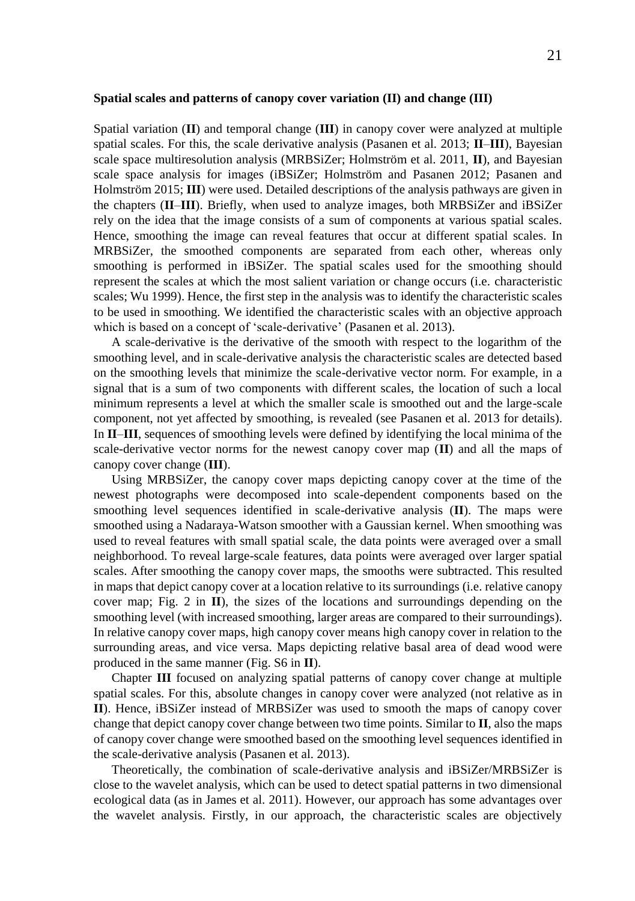**Spatial scales and patterns of canopy cover variation (II) and change (III)**

Spatial variation (**II**) and temporal change (**III**) in canopy cover were analyzed at multiple spatial scales. For this, the scale derivative analysis (Pasanen et al. 2013; **II**–**III**), Bayesian scale space multiresolution analysis (MRBSiZer; Holmström et al. 2011, **II**), and Bayesian scale space analysis for images (iBSiZer; Holmström and Pasanen 2012; Pasanen and Holmström 2015; **III**) were used. Detailed descriptions of the analysis pathways are given in the chapters (**II**–**III**). Briefly, when used to analyze images, both MRBSiZer and iBSiZer rely on the idea that the image consists of a sum of components at various spatial scales. Hence, smoothing the image can reveal features that occur at different spatial scales. In MRBSiZer, the smoothed components are separated from each other, whereas only smoothing is performed in iBSiZer. The spatial scales used for the smoothing should represent the scales at which the most salient variation or change occurs (i.e. characteristic scales; Wu 1999). Hence, the first step in the analysis was to identify the characteristic scales to be used in smoothing. We identified the characteristic scales with an objective approach which is based on a concept of 'scale-derivative' (Pasanen et al. 2013).

A scale-derivative is the derivative of the smooth with respect to the logarithm of the smoothing level, and in scale-derivative analysis the characteristic scales are detected based on the smoothing levels that minimize the scale-derivative vector norm. For example, in a signal that is a sum of two components with different scales, the location of such a local minimum represents a level at which the smaller scale is smoothed out and the large-scale component, not yet affected by smoothing, is revealed (see Pasanen et al. 2013 for details). In **II**–**III**, sequences of smoothing levels were defined by identifying the local minima of the scale-derivative vector norms for the newest canopy cover map (**II**) and all the maps of canopy cover change (**III**).

Using MRBSiZer, the canopy cover maps depicting canopy cover at the time of the newest photographs were decomposed into scale-dependent components based on the smoothing level sequences identified in scale-derivative analysis (**II**). The maps were smoothed using a Nadaraya-Watson smoother with a Gaussian kernel. When smoothing was used to reveal features with small spatial scale, the data points were averaged over a small neighborhood. To reveal large-scale features, data points were averaged over larger spatial scales. After smoothing the canopy cover maps, the smooths were subtracted. This resulted in maps that depict canopy cover at a location relative to its surroundings (i.e. relative canopy cover map; Fig. 2 in **II**), the sizes of the locations and surroundings depending on the smoothing level (with increased smoothing, larger areas are compared to their surroundings). In relative canopy cover maps, high canopy cover means high canopy cover in relation to the surrounding areas, and vice versa. Maps depicting relative basal area of dead wood were produced in the same manner (Fig. S6 in **II**).

Chapter **III** focused on analyzing spatial patterns of canopy cover change at multiple spatial scales. For this, absolute changes in canopy cover were analyzed (not relative as in **II**). Hence, iBSiZer instead of MRBSiZer was used to smooth the maps of canopy cover change that depict canopy cover change between two time points. Similar to **II**, also the maps of canopy cover change were smoothed based on the smoothing level sequences identified in the scale-derivative analysis (Pasanen et al. 2013).

Theoretically, the combination of scale-derivative analysis and iBSiZer/MRBSiZer is close to the wavelet analysis, which can be used to detect spatial patterns in two dimensional ecological data (as in James et al. 2011). However, our approach has some advantages over the wavelet analysis. Firstly, in our approach, the characteristic scales are objectively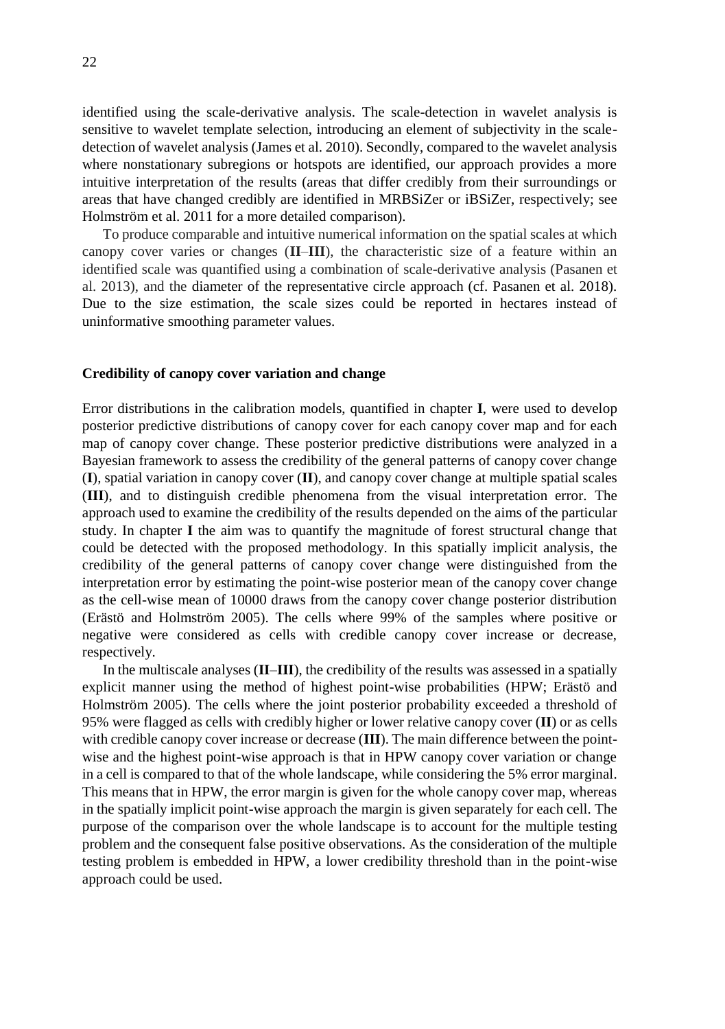identified using the scale-derivative analysis. The scale-detection in wavelet analysis is sensitive to wavelet template selection, introducing an element of subjectivity in the scale-detection of wavelet analysis (James et al. 2010). Secondly, compared to the wavelet analysis where nonstationary subregions or hotspots are identified, our approach provides a more intuitive interpretation of the results (areas that differ credibly from their surroundings or areas that have changed credibly are identified in MRBSiZer or iBSiZer, respectively; see Holmström et al. 2011 for a more detailed comparison).

To produce comparable and intuitive numerical information on the spatial scales at which canopy cover varies or changes (**II**–**III**), the characteristic size of a feature within an identified scale was quantified using a combination of scale-derivative analysis (Pasanen et al. 2013), and the diameter of the representative circle approach (cf. Pasanen et al. 2018). Due to the size estimation, the scale sizes could be reported in hectares instead of uninformative smoothing parameter values.

### Credibility of canopy cover variation and change

Error distributions in the calibration models, quantified in chapter **I**, were used to develop posterior predictive distributions of canopy cover for each canopy cover map and for each map of canopy cover change. These posterior predictive distributions were analyzed in a Bayesian framework to assess the credibility of the general patterns of canopy cover change (**I**), spatial variation in canopy cover (**II**), and canopy cover change at multiple spatial scales (**III**), and to distinguish credible phenomena from the visual interpretation error. The approach used to examine the credibility of the results depended on the aims of the particular study. In chapter **I** the aim was to quantify the magnitude of forest structural change that could be detected with the proposed methodology. In this spatially implicit analysis, the credibility of the general patterns of canopy cover change were distinguished from the interpretation error by estimating the point-wise posterior mean of the canopy cover change as the cell-wise mean of 10000 draws from the canopy cover change posterior distribution (Erästö and Holmström 2005). The cells where 99% of the samples where positive or negative were considered as cells with credible canopy cover increase or decrease, respectively.

In the multiscale analyses (**II**–**III**), the credibility of the results was assessed in a spatially explicit manner using the method of highest point-wise probabilities (HPW; Erästö and Holmström 2005). The cells where the joint posterior probability exceeded a threshold of 95% were flagged as cells with credibly higher or lower relative canopy cover (**II**) or as cells with credible canopy cover increase or decrease (**III**). The main difference between the point-wise and the highest point-wise approach is that in HPW canopy cover variation or change in a cell is compared to that of the whole landscape, while considering the 5% error marginal. This means that in HPW, the error margin is given for the whole canopy cover map, whereas in the spatially implicit point-wise approach the margin is given separately for each cell. The purpose of the comparison over the whole landscape is to account for the multiple testing problem and the consequent false positive observations. As the consideration of the multiple testing problem is embedded in HPW, a lower credibility threshold than in the point-wise approach could be used.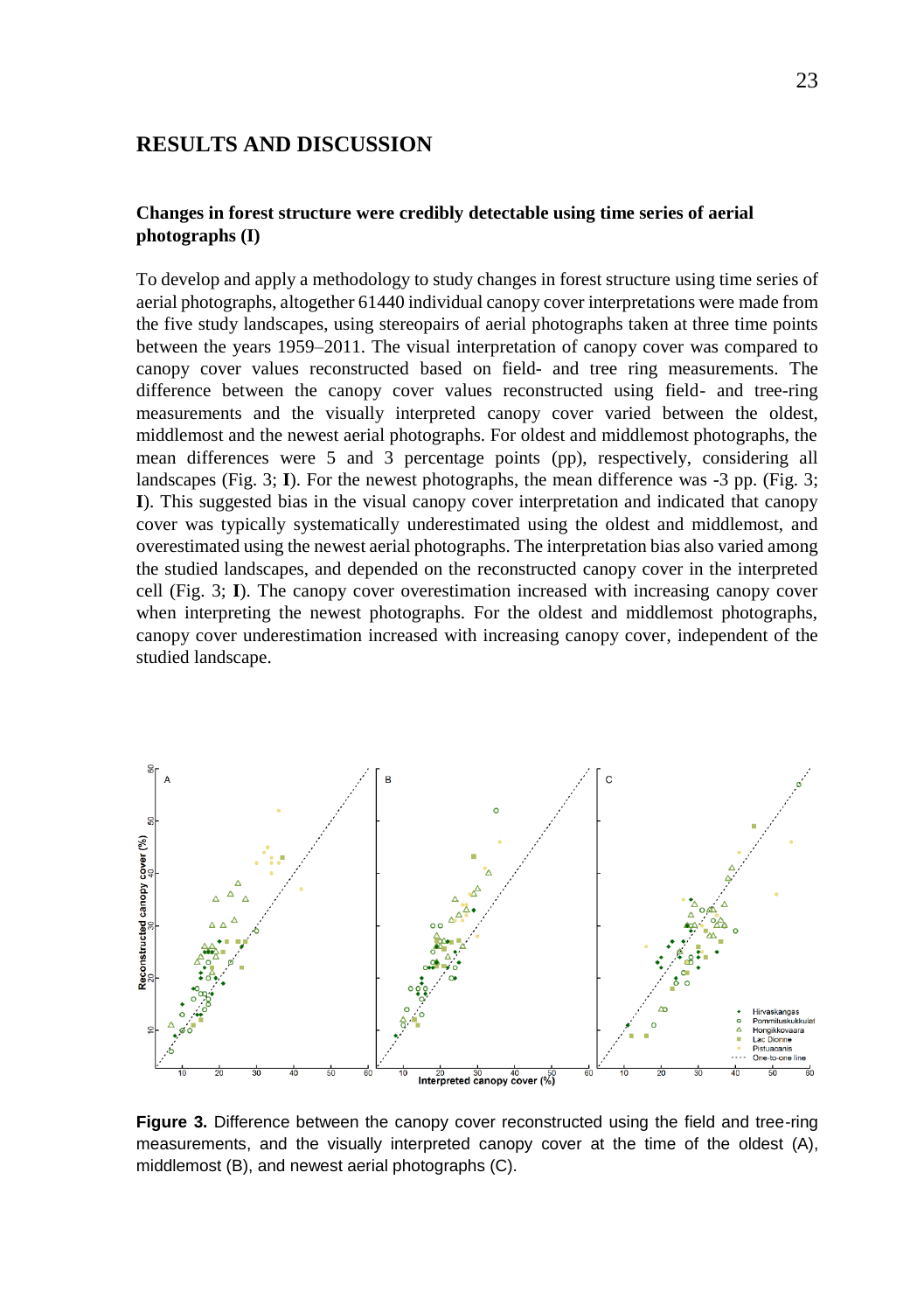# RESULTS AND DISCUSSION

## Changes in forest structure were credibly detectable using time series of aerial photographs (I)

To develop and apply a methodology to study changes in forest structure using time series of aerial photographs, altogether 61440 individual canopy cover interpretations were made from the five study landscapes, using stereopairs of aerial photographs taken at three time points between the years 1959–2011. The visual interpretation of canopy cover was compared to canopy cover values reconstructed based on field- and tree ring measurements. The difference between the canopy cover values reconstructed using field- and tree-ring measurements and the visually interpreted canopy cover varied between the oldest, middlemost and the newest aerial photographs. For oldest and middlemost photographs, the mean differences were 5 and 3 percentage points (pp), respectively, considering all landscapes (Fig. 3; **I**). For the newest photographs, the mean difference was -3 pp. (Fig. 3; **I**). This suggested bias in the visual canopy cover interpretation and indicated that canopy cover was typically systematically underestimated using the oldest and middlemost, and overestimated using the newest aerial photographs. The interpretation bias also varied among the studied landscapes, and depended on the reconstructed canopy cover in the interpreted cell (Fig. 3; **I**). The canopy cover overestimation increased with increasing canopy cover when interpreting the newest photographs. For the oldest and middlemost photographs, canopy cover underestimation increased with increasing canopy cover, independent of the studied landscape.

**Figure 3.** Difference between the canopy cover reconstructed using the field and tree-ring measurements, and the visually interpreted canopy cover at the time of the oldest (A), middlemost (B), and newest aerial photographs (C).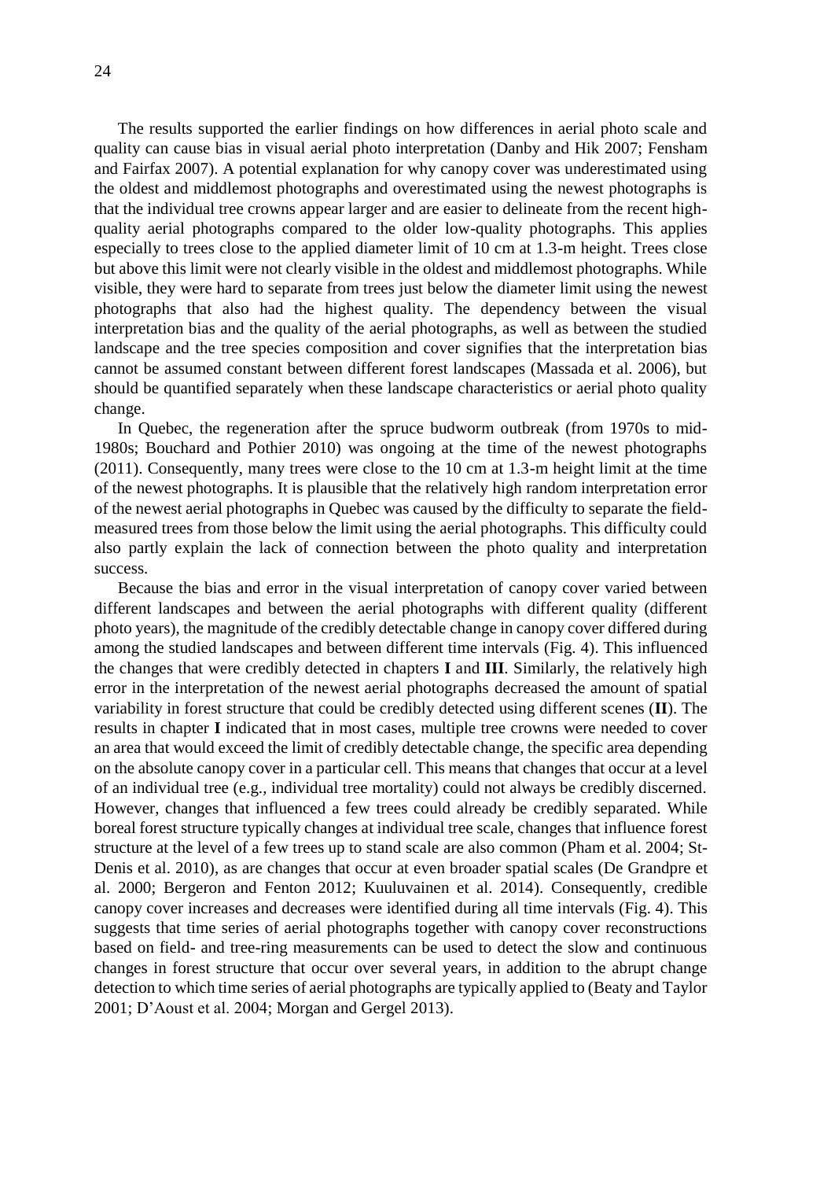The results supported the earlier findings on how differences in aerial photo scale and quality can cause bias in visual aerial photo interpretation (Danby and Hik 2007; Fensham and Fairfax 2007). A potential explanation for why canopy cover was underestimated using the oldest and middlemost photographs and overestimated using the newest photographs is that the individual tree crowns appear larger and are easier to delineate from the recent high-quality aerial photographs compared to the older low-quality photographs. This applies especially to trees close to the applied diameter limit of 10 cm at 1.3-m height. Trees close but above this limit were not clearly visible in the oldest and middlemost photographs. While visible, they were hard to separate from trees just below the diameter limit using the newest photographs that also had the highest quality. The dependency between the visual interpretation bias and the quality of the aerial photographs, as well as between the studied landscape and the tree species composition and cover signifies that the interpretation bias cannot be assumed constant between different forest landscapes (Massada et al. 2006), but should be quantified separately when these landscape characteristics or aerial photo quality change.

In Quebec, the regeneration after the spruce budworm outbreak (from 1970s to mid-1980s; Bouchard and Pothier 2010) was ongoing at the time of the newest photographs (2011). Consequently, many trees were close to the 10 cm at 1.3-m height limit at the time of the newest photographs. It is plausible that the relatively high random interpretation error of the newest aerial photographs in Quebec was caused by the difficulty to separate the field-measured trees from those below the limit using the aerial photographs. This difficulty could also partly explain the lack of connection between the photo quality and interpretation success.

Because the bias and error in the visual interpretation of canopy cover varied between different landscapes and between the aerial photographs with different quality (different photo years), the magnitude of the credibly detectable change in canopy cover differed during among the studied landscapes and between different time intervals (Fig. 4). This influenced the changes that were credibly detected in chapters **I** and **III**. Similarly, the relatively high error in the interpretation of the newest aerial photographs decreased the amount of spatial variability in forest structure that could be credibly detected using different scenes (**II**). The results in chapter **I** indicated that in most cases, multiple tree crowns were needed to cover an area that would exceed the limit of credibly detectable change, the specific area depending on the absolute canopy cover in a particular cell. This means that changes that occur at a level of an individual tree (e.g., individual tree mortality) could not always be credibly discerned. However, changes that influenced a few trees could already be credibly separated. While boreal forest structure typically changes at individual tree scale, changes that influence forest structure at the level of a few trees up to stand scale are also common (Pham et al. 2004; St-Denis et al. 2010), as are changes that occur at even broader spatial scales (De Grandpre et al. 2000; Bergeron and Fenton 2012; Kuuluvainen et al. 2014). Consequently, credible canopy cover increases and decreases were identified during all time intervals (Fig. 4). This suggests that time series of aerial photographs together with canopy cover reconstructions based on field- and tree-ring measurements can be used to detect the slow and continuous changes in forest structure that occur over several years, in addition to the abrupt change detection to which time series of aerial photographs are typically applied to (Beaty and Taylor 2001; D'Aoust et al. 2004; Morgan and Gergel 2013).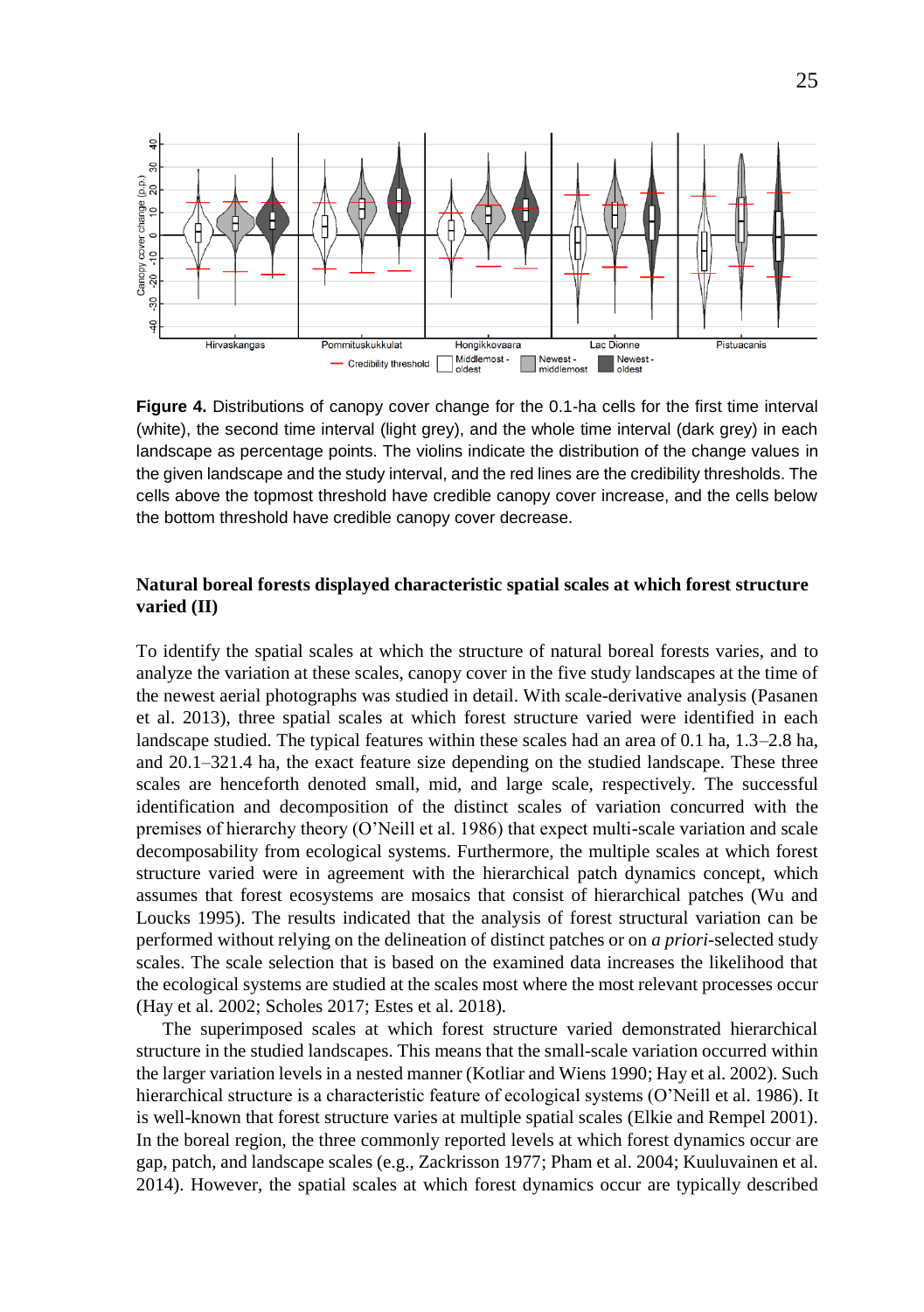**Figure 4.** Distributions of canopy cover change for the 0.1-ha cells for the first time interval (white), the second time interval (light grey), and the whole time interval (dark grey) in each landscape as percentage points. The violins indicate the distribution of the change values in the given landscape and the study interval, and the red lines are the credibility thresholds. The cells above the topmost threshold have credible canopy cover increase, and the cells below the bottom threshold have credible canopy cover decrease.

### Natural boreal forests displayed characteristic spatial scales at which forest structure varied (II)

To identify the spatial scales at which the structure of natural boreal forests varies, and to analyze the variation at these scales, canopy cover in the five study landscapes at the time of the newest aerial photographs was studied in detail. With scale-derivative analysis (Pasanen et al. 2013), three spatial scales at which forest structure varied were identified in each landscape studied. The typical features within these scales had an area of 0.1 ha, 1.3–2.8 ha, and 20.1–321.4 ha, the exact feature size depending on the studied landscape. These three scales are henceforth denoted small, mid, and large scale, respectively. The successful identification and decomposition of the distinct scales of variation concurred with the premises of hierarchy theory (O'Neill et al. 1986) that expect multi-scale variation and scale decomposability from ecological systems. Furthermore, the multiple scales at which forest structure varied were in agreement with the hierarchical patch dynamics concept, which assumes that forest ecosystems are mosaics that consist of hierarchical patches (Wu and Loucks 1995). The results indicated that the analysis of forest structural variation can be performed without relying on the delineation of distinct patches or on *a priori*-selected study scales. The scale selection that is based on the examined data increases the likelihood that the ecological systems are studied at the scales most where the most relevant processes occur (Hay et al. 2002; Scholes 2017; Estes et al. 2018).

The superimposed scales at which forest structure varied demonstrated hierarchical structure in the studied landscapes. This means that the small-scale variation occurred within the larger variation levels in a nested manner (Kotliar and Wiens 1990; Hay et al. 2002). Such hierarchical structure is a characteristic feature of ecological systems (O'Neill et al. 1986). It is well-known that forest structure varies at multiple spatial scales (Elkie and Rempel 2001). In the boreal region, the three commonly reported levels at which forest dynamics occur are gap, patch, and landscape scales (e.g., Zackrisson 1977; Pham et al. 2004; Kuuluvainen et al. 2014). However, the spatial scales at which forest dynamics occur are typically described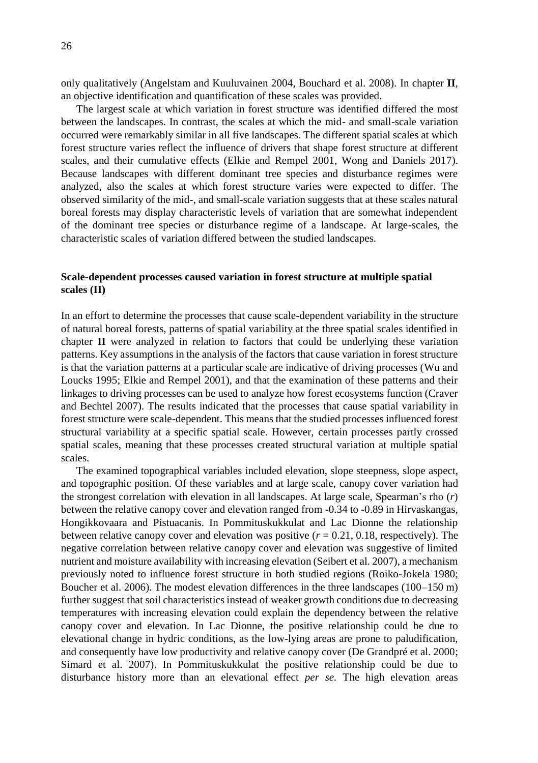only qualitatively (Angelstam and Kuuluvainen 2004, Bouchard et al. 2008). In chapter **II**, an objective identification and quantification of these scales was provided.

The largest scale at which variation in forest structure was identified differed the most between the landscapes. In contrast, the scales at which the mid- and small-scale variation occurred were remarkably similar in all five landscapes. The different spatial scales at which forest structure varies reflect the influence of drivers that shape forest structure at different scales, and their cumulative effects (Elkie and Rempel 2001, Wong and Daniels 2017). Because landscapes with different dominant tree species and disturbance regimes were analyzed, also the scales at which forest structure varies were expected to differ. The observed similarity of the mid-, and small-scale variation suggests that at these scales natural boreal forests may display characteristic levels of variation that are somewhat independent of the dominant tree species or disturbance regime of a landscape. At large-scales, the characteristic scales of variation differed between the studied landscapes.

### Scale-dependent processes caused variation in forest structure at multiple spatial scales (II)

In an effort to determine the processes that cause scale-dependent variability in the structure of natural boreal forests, patterns of spatial variability at the three spatial scales identified in chapter **II** were analyzed in relation to factors that could be underlying these variation patterns. Key assumptions in the analysis of the factors that cause variation in forest structure is that the variation patterns at a particular scale are indicative of driving processes (Wu and Loucks 1995; Elkie and Rempel 2001), and that the examination of these patterns and their linkages to driving processes can be used to analyze how forest ecosystems function (Craver and Bechtel 2007). The results indicated that the processes that cause spatial variability in forest structure were scale-dependent. This means that the studied processes influenced forest structural variability at a specific spatial scale. However, certain processes partly crossed spatial scales, meaning that these processes created structural variation at multiple spatial scales.

The examined topographical variables included elevation, slope steepness, slope aspect, and topographic position. Of these variables and at large scale, canopy cover variation had the strongest correlation with elevation in all landscapes. At large scale, Spearman's rho ($r$) between the relative canopy cover and elevation ranged from -0.34 to -0.89 in Hirvaskangas, Hongikkovaara and Pistuacanis. In Pommituskukkulat and Lac Dionne the relationship between relative canopy cover and elevation was positive ($r$ = 0.21, 0.18, respectively). The negative correlation between relative canopy cover and elevation was suggestive of limited nutrient and moisture availability with increasing elevation (Seibert et al. 2007), a mechanism previously noted to influence forest structure in both studied regions (Roiko-Jokela 1980; Boucher et al. 2006). The modest elevation differences in the three landscapes (100–150 m) further suggest that soil characteristics instead of weaker growth conditions due to decreasing temperatures with increasing elevation could explain the dependency between the relative canopy cover and elevation. In Lac Dionne, the positive relationship could be due to elevational change in hydric conditions, as the low-lying areas are prone to paludification, and consequently have low productivity and relative canopy cover (De Grandpré et al. 2000; Simard et al. 2007). In Pommituskukkulat the positive relationship could be due to disturbance history more than an elevational effect *per se.* The high elevation areas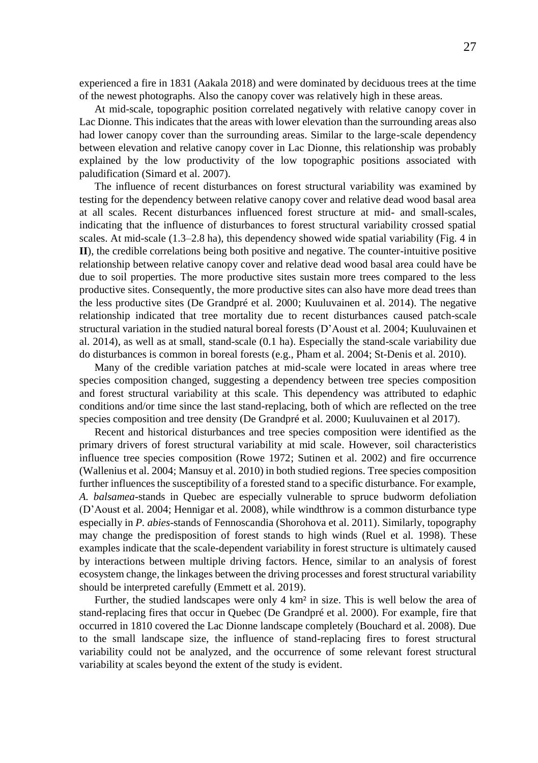experienced a fire in 1831 (Aakala 2018) and were dominated by deciduous trees at the time of the newest photographs. Also the canopy cover was relatively high in these areas.

At mid-scale, topographic position correlated negatively with relative canopy cover in Lac Dionne. This indicates that the areas with lower elevation than the surrounding areas also had lower canopy cover than the surrounding areas. Similar to the large-scale dependency between elevation and relative canopy cover in Lac Dionne, this relationship was probably explained by the low productivity of the low topographic positions associated with paludification (Simard et al. 2007).

The influence of recent disturbances on forest structural variability was examined by testing for the dependency between relative canopy cover and relative dead wood basal area at all scales. Recent disturbances influenced forest structure at mid- and small-scales, indicating that the influence of disturbances to forest structural variability crossed spatial scales. At mid-scale (1.3–2.8 ha), this dependency showed wide spatial variability (Fig. 4 in **II**), the credible correlations being both positive and negative. The counter-intuitive positive relationship between relative canopy cover and relative dead wood basal area could have be due to soil properties. The more productive sites sustain more trees compared to the less productive sites. Consequently, the more productive sites can also have more dead trees than the less productive sites (De Grandpré et al. 2000; Kuuluvainen et al. 2014). The negative relationship indicated that tree mortality due to recent disturbances caused patch-scale structural variation in the studied natural boreal forests (D'Aoust et al. 2004; Kuuluvainen et al. 2014), as well as at small, stand-scale (0.1 ha). Especially the stand-scale variability due do disturbances is common in boreal forests (e.g., Pham et al. 2004; St-Denis et al. 2010).

Many of the credible variation patches at mid-scale were located in areas where tree species composition changed, suggesting a dependency between tree species composition and forest structural variability at this scale. This dependency was attributed to edaphic conditions and/or time since the last stand-replacing, both of which are reflected on the tree species composition and tree density (De Grandpré et al. 2000; Kuuluvainen et al 2017).

Recent and historical disturbances and tree species composition were identified as the primary drivers of forest structural variability at mid scale. However, soil characteristics influence tree species composition (Rowe 1972; Sutinen et al. 2002) and fire occurrence (Wallenius et al. 2004; Mansuy et al. 2010) in both studied regions. Tree species composition further influences the susceptibility of a forested stand to a specific disturbance. For example, *A. balsamea*-stands in Quebec are especially vulnerable to spruce budworm defoliation (D'Aoust et al. 2004; Hennigar et al. 2008), while windthrow is a common disturbance type especially in *P. abies*-stands of Fennoscandia (Shorohova et al. 2011). Similarly, topography may change the predisposition of forest stands to high winds (Ruel et al. 1998). These examples indicate that the scale-dependent variability in forest structure is ultimately caused by interactions between multiple driving factors. Hence, similar to an analysis of forest ecosystem change, the linkages between the driving processes and forest structural variability should be interpreted carefully (Emmett et al. 2019).

Further, the studied landscapes were only 4 km² in size. This is well below the area of stand-replacing fires that occur in Quebec (De Grandpré et al. 2000). For example, fire that occurred in 1810 covered the Lac Dionne landscape completely (Bouchard et al. 2008). Due to the small landscape size, the influence of stand-replacing fires to forest structural variability could not be analyzed, and the occurrence of some relevant forest structural variability at scales beyond the extent of the study is evident.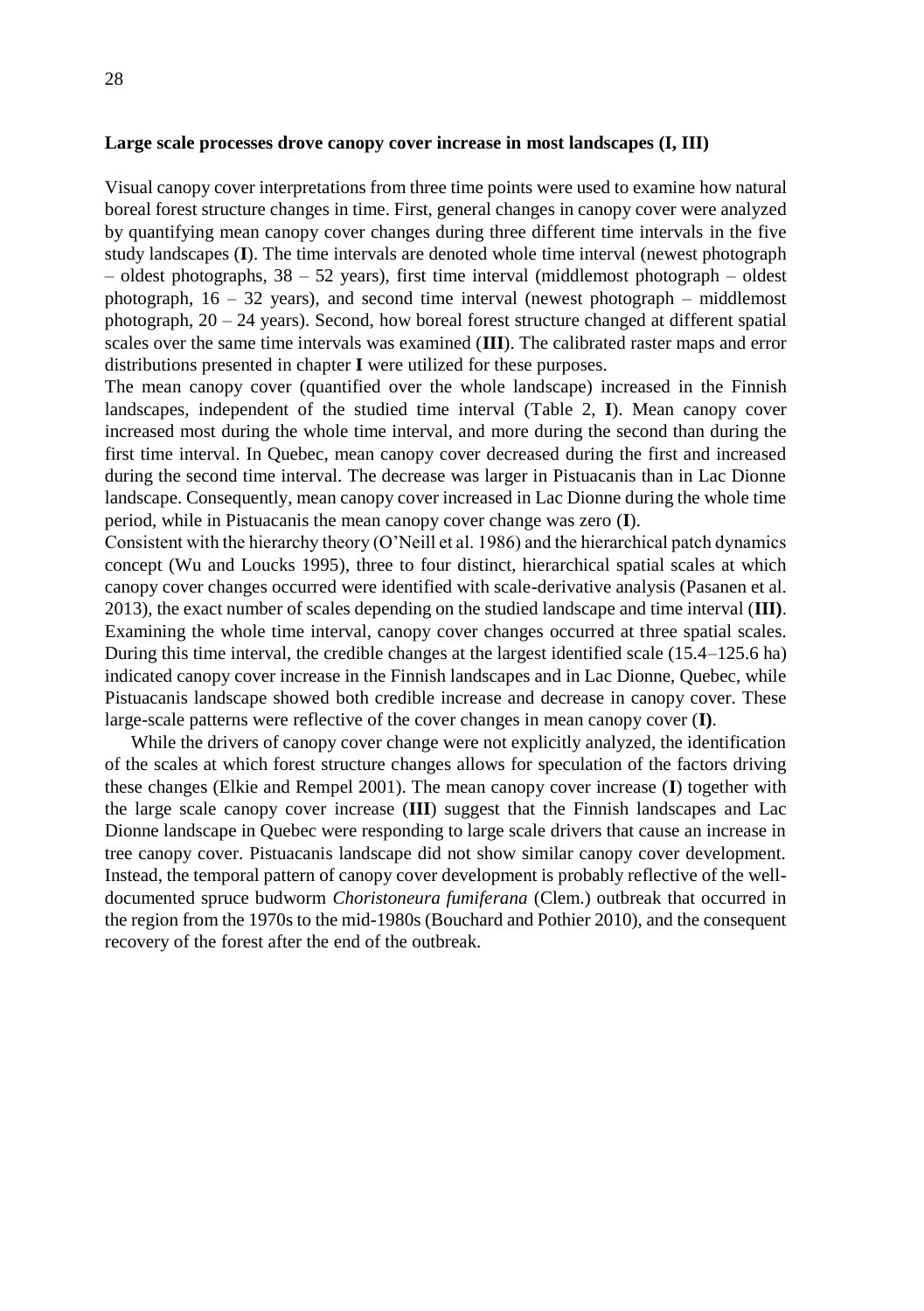**Large scale processes drove canopy cover increase in most landscapes (I, III)**

Visual canopy cover interpretations from three time points were used to examine how natural boreal forest structure changes in time. First, general changes in canopy cover were analyzed by quantifying mean canopy cover changes during three different time intervals in the five study landscapes (**I**). The time intervals are denoted whole time interval (newest photograph – oldest photographs, 38 – 52 years), first time interval (middlemost photograph – oldest photograph, 16 – 32 years), and second time interval (newest photograph – middlemost photograph, 20 – 24 years). Second, how boreal forest structure changed at different spatial scales over the same time intervals was examined (**III**). The calibrated raster maps and error distributions presented in chapter **I** were utilized for these purposes.

The mean canopy cover (quantified over the whole landscape) increased in the Finnish landscapes, independent of the studied time interval (Table 2, **I**). Mean canopy cover increased most during the whole time interval, and more during the second than during the first time interval. In Quebec, mean canopy cover decreased during the first and increased during the second time interval. The decrease was larger in Pistuacanis than in Lac Dionne landscape. Consequently, mean canopy cover increased in Lac Dionne during the whole time period, while in Pistuacanis the mean canopy cover change was zero (**I**).

Consistent with the hierarchy theory (O'Neill et al. 1986) and the hierarchical patch dynamics concept (Wu and Loucks 1995), three to four distinct, hierarchical spatial scales at which canopy cover changes occurred were identified with scale-derivative analysis (Pasanen et al. 2013), the exact number of scales depending on the studied landscape and time interval (**III)**. Examining the whole time interval, canopy cover changes occurred at three spatial scales. During this time interval, the credible changes at the largest identified scale (15.4–125.6 ha) indicated canopy cover increase in the Finnish landscapes and in Lac Dionne, Quebec, while Pistuacanis landscape showed both credible increase and decrease in canopy cover. These large-scale patterns were reflective of the cover changes in mean canopy cover (**I)**.

While the drivers of canopy cover change were not explicitly analyzed, the identification of the scales at which forest structure changes allows for speculation of the factors driving these changes (Elkie and Rempel 2001). The mean canopy cover increase (**I**) together with the large scale canopy cover increase (**III**) suggest that the Finnish landscapes and Lac Dionne landscape in Quebec were responding to large scale drivers that cause an increase in tree canopy cover. Pistuacanis landscape did not show similar canopy cover development. Instead, the temporal pattern of canopy cover development is probably reflective of the well-documented spruce budworm *Choristoneura fumiferana* (Clem.) outbreak that occurred in the region from the 1970s to the mid-1980s (Bouchard and Pothier 2010), and the consequent recovery of the forest after the end of the outbreak.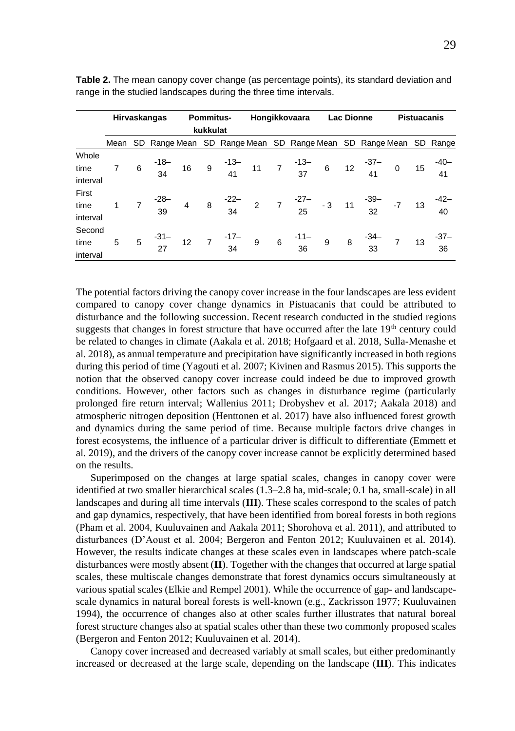**Table 2.** The mean canopy cover change (as percentage points), its standard deviation and range in the studied landscapes during the three time intervals.

| | Hirvaskangas | | | Pommitus-kukkulat | | | Hongikkovaara | | | Lac Dionne | | | Pistuacanis | | |
|---|---|---|---|---|---|---|---|---|---|---|---|---|---|---|---|
| | Mean | SD | Range | Mean | SD | Range | Mean | SD | Range | Mean | SD | Range | Mean | SD | Range |
| Whole time interval | 7 | 6 | -18–34 | 16 | 9 | -13–41 | 11 | 7 | -13–37 | 6 | 12 | -37–41 | 0 | 15 | -40–41 |
| First time interval | 1 | 7 | -28–39 | 4 | 8 | -22–34 | 2 | 7 | -27–25 | - 3 | 11 | -39–32 | -7 | 13 | -42–40 |
| Second time interval | 5 | 5 | -31–27 | 12 | 7 | -17–34 | 9 | 6 | -11–36 | 9 | 8 | -34–33 | 7 | 13 | -37–36 |

The potential factors driving the canopy cover increase in the four landscapes are less evident compared to canopy cover change dynamics in Pistuacanis that could be attributed to disturbance and the following succession. Recent research conducted in the studied regions suggests that changes in forest structure that have occurred after the late 19th century could be related to changes in climate (Aakala et al. 2018; Hofgaard et al. 2018, Sulla-Menashe et al. 2018), as annual temperature and precipitation have significantly increased in both regions during this period of time (Yagouti et al. 2007; Kivinen and Rasmus 2015). This supports the notion that the observed canopy cover increase could indeed be due to improved growth conditions. However, other factors such as changes in disturbance regime (particularly prolonged fire return interval; Wallenius 2011; Drobyshev et al. 2017; Aakala 2018) and atmospheric nitrogen deposition (Henttonen et al. 2017) have also influenced forest growth and dynamics during the same period of time. Because multiple factors drive changes in forest ecosystems, the influence of a particular driver is difficult to differentiate (Emmett et al. 2019), and the drivers of the canopy cover increase cannot be explicitly determined based on the results.

Superimposed on the changes at large spatial scales, changes in canopy cover were identified at two smaller hierarchical scales (1.3–2.8 ha, mid-scale; 0.1 ha, small-scale) in all landscapes and during all time intervals (**III**). These scales correspond to the scales of patch and gap dynamics, respectively, that have been identified from boreal forests in both regions (Pham et al. 2004, Kuuluvainen and Aakala 2011; Shorohova et al. 2011), and attributed to disturbances (D'Aoust et al. 2004; Bergeron and Fenton 2012; Kuuluvainen et al. 2014). However, the results indicate changes at these scales even in landscapes where patch-scale disturbances were mostly absent (**II**). Together with the changes that occurred at large spatial scales, these multiscale changes demonstrate that forest dynamics occurs simultaneously at various spatial scales (Elkie and Rempel 2001). While the occurrence of gap- and landscape-scale dynamics in natural boreal forests is well-known (e.g., Zackrisson 1977; Kuuluvainen 1994), the occurrence of changes also at other scales further illustrates that natural boreal forest structure changes also at spatial scales other than these two commonly proposed scales (Bergeron and Fenton 2012; Kuuluvainen et al. 2014).

Canopy cover increased and decreased variably at small scales, but either predominantly increased or decreased at the large scale, depending on the landscape (**III**). This indicates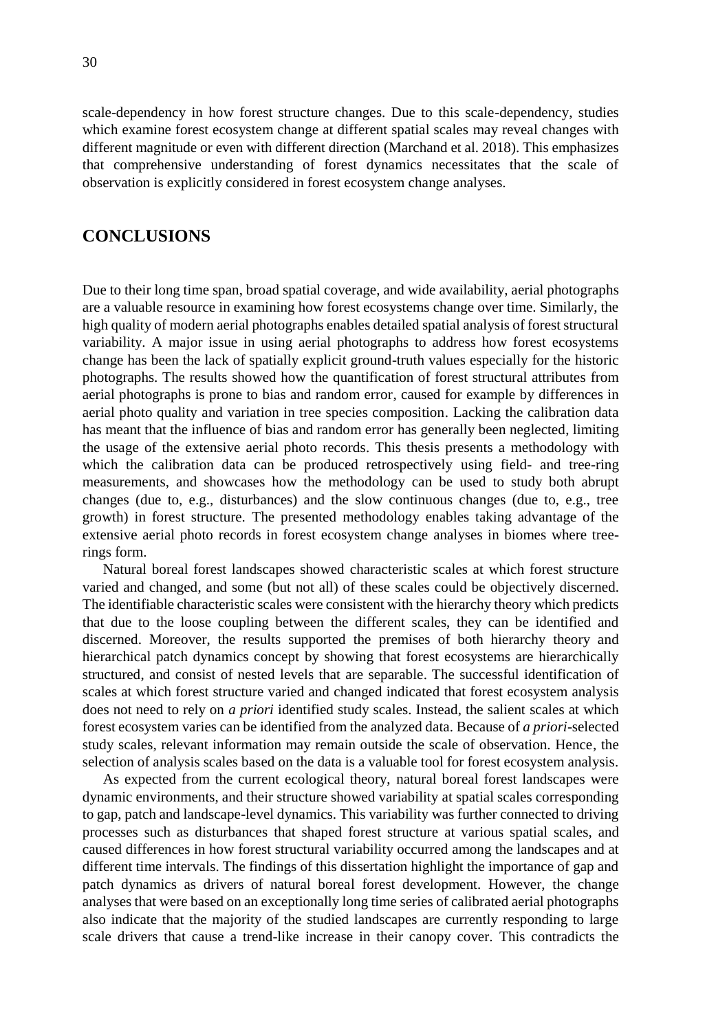scale-dependency in how forest structure changes. Due to this scale-dependency, studies which examine forest ecosystem change at different spatial scales may reveal changes with different magnitude or even with different direction (Marchand et al. 2018). This emphasizes that comprehensive understanding of forest dynamics necessitates that the scale of observation is explicitly considered in forest ecosystem change analyses.

## CONCLUSIONS

Due to their long time span, broad spatial coverage, and wide availability, aerial photographs are a valuable resource in examining how forest ecosystems change over time. Similarly, the high quality of modern aerial photographs enables detailed spatial analysis of forest structural variability. A major issue in using aerial photographs to address how forest ecosystems change has been the lack of spatially explicit ground-truth values especially for the historic photographs. The results showed how the quantification of forest structural attributes from aerial photographs is prone to bias and random error, caused for example by differences in aerial photo quality and variation in tree species composition. Lacking the calibration data has meant that the influence of bias and random error has generally been neglected, limiting the usage of the extensive aerial photo records. This thesis presents a methodology with which the calibration data can be produced retrospectively using field- and tree-ring measurements, and showcases how the methodology can be used to study both abrupt changes (due to, e.g., disturbances) and the slow continuous changes (due to, e.g., tree growth) in forest structure. The presented methodology enables taking advantage of the extensive aerial photo records in forest ecosystem change analyses in biomes where tree-rings form.

Natural boreal forest landscapes showed characteristic scales at which forest structure varied and changed, and some (but not all) of these scales could be objectively discerned. The identifiable characteristic scales were consistent with the hierarchy theory which predicts that due to the loose coupling between the different scales, they can be identified and discerned. Moreover, the results supported the premises of both hierarchy theory and hierarchical patch dynamics concept by showing that forest ecosystems are hierarchically structured, and consist of nested levels that are separable. The successful identification of scales at which forest structure varied and changed indicated that forest ecosystem analysis does not need to rely on *a priori* identified study scales. Instead, the salient scales at which forest ecosystem varies can be identified from the analyzed data. Because of *a priori*-selected study scales, relevant information may remain outside the scale of observation. Hence, the selection of analysis scales based on the data is a valuable tool for forest ecosystem analysis.

As expected from the current ecological theory, natural boreal forest landscapes were dynamic environments, and their structure showed variability at spatial scales corresponding to gap, patch and landscape-level dynamics. This variability was further connected to driving processes such as disturbances that shaped forest structure at various spatial scales, and caused differences in how forest structural variability occurred among the landscapes and at different time intervals. The findings of this dissertation highlight the importance of gap and patch dynamics as drivers of natural boreal forest development. However, the change analyses that were based on an exceptionally long time series of calibrated aerial photographs also indicate that the majority of the studied landscapes are currently responding to large scale drivers that cause a trend-like increase in their canopy cover. This contradicts the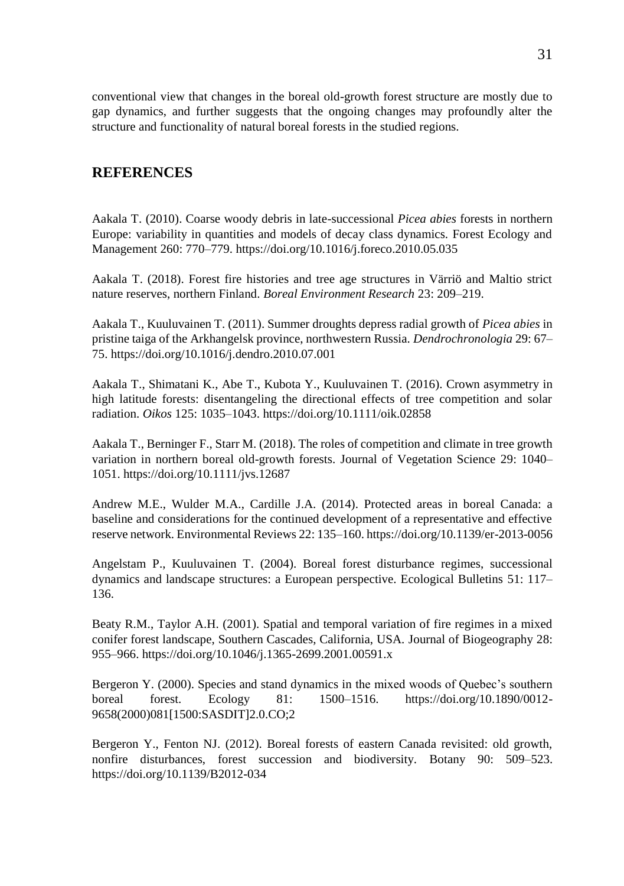conventional view that changes in the boreal old-growth forest structure are mostly due to gap dynamics, and further suggests that the ongoing changes may profoundly alter the structure and functionality of natural boreal forests in the studied regions.

## REFERENCES

Aakala T. (2010). Coarse woody debris in late-successional *Picea abies* forests in northern Europe: variability in quantities and models of decay class dynamics. Forest Ecology and Management 260: 770–779. https://doi.org/10.1016/j.foreco.2010.05.035

Aakala T. (2018). Forest fire histories and tree age structures in Värriö and Maltio strict nature reserves, northern Finland. *Boreal Environment Research* 23: 209–219.

Aakala T., Kuuluvainen T. (2011). Summer droughts depress radial growth of *Picea abies* in pristine taiga of the Arkhangelsk province, northwestern Russia. *Dendrochronologia* 29: 67–75. https://doi.org/10.1016/j.dendro.2010.07.001

Aakala T., Shimatani K., Abe T., Kubota Y., Kuuluvainen T. (2016). Crown asymmetry in high latitude forests: disentangeling the directional effects of tree competition and solar radiation. *Oikos* 125: 1035–1043. https://doi.org/10.1111/oik.02858

Aakala T., Berninger F., Starr M. (2018). The roles of competition and climate in tree growth variation in northern boreal old-growth forests. Journal of Vegetation Science 29: 1040–1051. https://doi.org/10.1111/jvs.12687

Andrew M.E., Wulder M.A., Cardille J.A. (2014). Protected areas in boreal Canada: a baseline and considerations for the continued development of a representative and effective reserve network. Environmental Reviews 22: 135–160. https://doi.org/10.1139/er-2013-0056

Angelstam P., Kuuluvainen T. (2004). Boreal forest disturbance regimes, successional dynamics and landscape structures: a European perspective. Ecological Bulletins 51: 117–136.

Beaty R.M., Taylor A.H. (2001). Spatial and temporal variation of fire regimes in a mixed conifer forest landscape, Southern Cascades, California, USA. Journal of Biogeography 28: 955–966. https://doi.org/10.1046/j.1365-2699.2001.00591.x

Bergeron Y. (2000). Species and stand dynamics in the mixed woods of Quebec's southern boreal forest. Ecology 81: 1500–1516. https://doi.org/10.1890/0012-9658(2000)081[1500:SASDIT]2.0.CO;2

Bergeron Y., Fenton NJ. (2012). Boreal forests of eastern Canada revisited: old growth, nonfire disturbances, forest succession and biodiversity. Botany 90: 509–523. https://doi.org/10.1139/B2012-034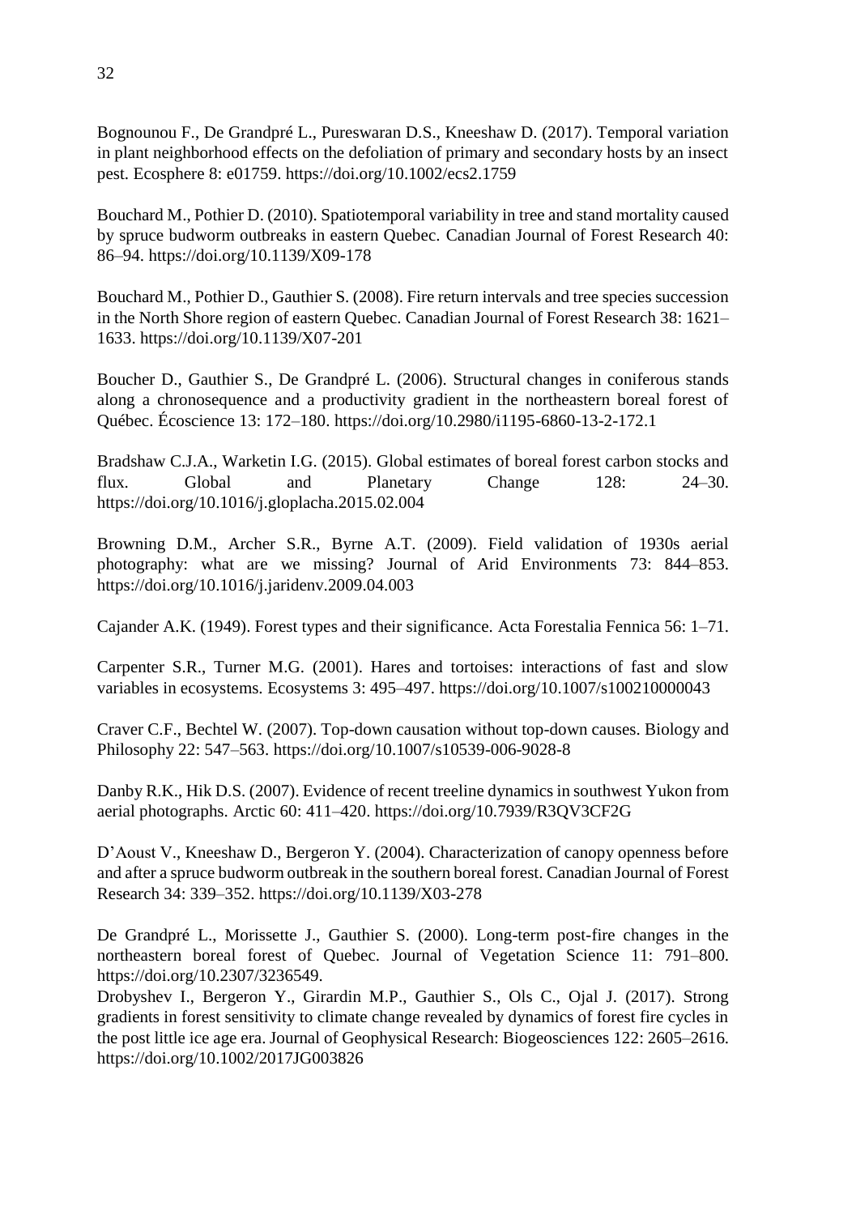Bognounou F., De Grandpré L., Pureswaran D.S., Kneeshaw D. (2017). Temporal variation in plant neighborhood effects on the defoliation of primary and secondary hosts by an insect pest. Ecosphere 8: e01759. https://doi.org/10.1002/ecs2.1759

Bouchard M., Pothier D. (2010). Spatiotemporal variability in tree and stand mortality caused by spruce budworm outbreaks in eastern Quebec. Canadian Journal of Forest Research 40: 86–94. https://doi.org/10.1139/X09-178

Bouchard M., Pothier D., Gauthier S. (2008). Fire return intervals and tree species succession in the North Shore region of eastern Quebec. Canadian Journal of Forest Research 38: 1621–1633. https://doi.org/10.1139/X07-201

Boucher D., Gauthier S., De Grandpré L. (2006). Structural changes in coniferous stands along a chronosequence and a productivity gradient in the northeastern boreal forest of Québec. Écoscience 13: 172–180. https://doi.org/10.2980/i1195-6860-13-2-172.1

Bradshaw C.J.A., Warketin I.G. (2015). Global estimates of boreal forest carbon stocks and flux. Global and Planetary Change 128: 24–30. https://doi.org/10.1016/j.gloplacha.2015.02.004

Browning D.M., Archer S.R., Byrne A.T. (2009). Field validation of 1930s aerial photography: what are we missing? Journal of Arid Environments 73: 844–853. https://doi.org/10.1016/j.jaridenv.2009.04.003

Cajander A.K. (1949). Forest types and their significance. Acta Forestalia Fennica 56: 1–71.

Carpenter S.R., Turner M.G. (2001). Hares and tortoises: interactions of fast and slow variables in ecosystems. Ecosystems 3: 495–497. https://doi.org/10.1007/s100210000043

Craver C.F., Bechtel W. (2007). Top-down causation without top-down causes. Biology and Philosophy 22: 547–563. https://doi.org/10.1007/s10539-006-9028-8

Danby R.K., Hik D.S. (2007). Evidence of recent treeline dynamics in southwest Yukon from aerial photographs. Arctic 60: 411–420. https://doi.org/10.7939/R3QV3CF2G

D'Aoust V., Kneeshaw D., Bergeron Y. (2004). Characterization of canopy openness before and after a spruce budworm outbreak in the southern boreal forest. Canadian Journal of Forest Research 34: 339–352. https://doi.org/10.1139/X03-278

De Grandpré L., Morissette J., Gauthier S. (2000). Long-term post-fire changes in the northeastern boreal forest of Quebec. Journal of Vegetation Science 11: 791–800. https://doi.org/10.2307/3236549.

Drobyshev I., Bergeron Y., Girardin M.P., Gauthier S., Ols C., Ojal J. (2017). Strong gradients in forest sensitivity to climate change revealed by dynamics of forest fire cycles in the post little ice age era. Journal of Geophysical Research: Biogeosciences 122: 2605–2616. https://doi.org/10.1002/2017JG003826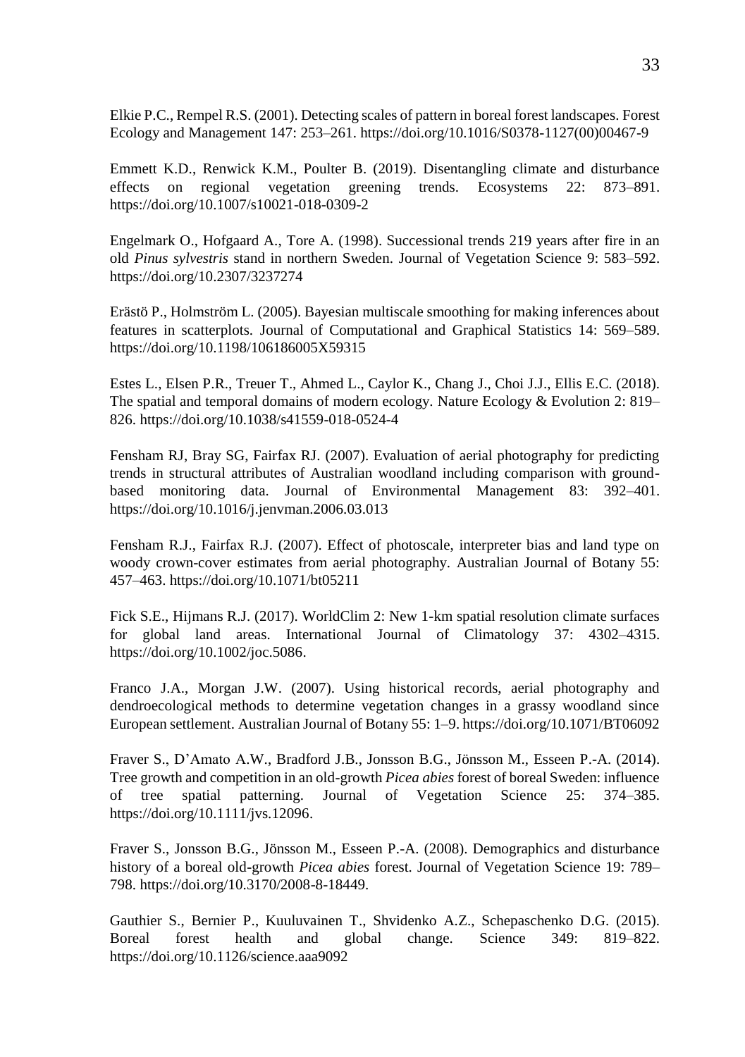Elkie P.C., Rempel R.S. (2001). Detecting scales of pattern in boreal forest landscapes. Forest Ecology and Management 147: 253–261. https://doi.org/10.1016/S0378-1127(00)00467-9

Emmett K.D., Renwick K.M., Poulter B. (2019). Disentangling climate and disturbance effects on regional vegetation greening trends. Ecosystems 22: 873–891. https://doi.org/10.1007/s10021-018-0309-2

Engelmark O., Hofgaard A., Tore A. (1998). Successional trends 219 years after fire in an old *Pinus sylvestris* stand in northern Sweden. Journal of Vegetation Science 9: 583–592. https://doi.org/10.2307/3237274

Erästö P., Holmström L. (2005). Bayesian multiscale smoothing for making inferences about features in scatterplots. Journal of Computational and Graphical Statistics 14: 569–589. https://doi.org/10.1198/106186005X59315

Estes L., Elsen P.R., Treuer T., Ahmed L., Caylor K., Chang J., Choi J.J., Ellis E.C. (2018). The spatial and temporal domains of modern ecology. Nature Ecology & Evolution 2: 819–826. https://doi.org/10.1038/s41559-018-0524-4

Fensham RJ, Bray SG, Fairfax RJ. (2007). Evaluation of aerial photography for predicting trends in structural attributes of Australian woodland including comparison with ground-based monitoring data. Journal of Environmental Management 83: 392–401. https://doi.org/10.1016/j.jenvman.2006.03.013

Fensham R.J., Fairfax R.J. (2007). Effect of photoscale, interpreter bias and land type on woody crown-cover estimates from aerial photography. Australian Journal of Botany 55: 457–463. https://doi.org/10.1071/bt05211

Fick S.E., Hijmans R.J. (2017). WorldClim 2: New 1-km spatial resolution climate surfaces for global land areas. International Journal of Climatology 37: 4302–4315. https://doi.org/10.1002/joc.5086.

Franco J.A., Morgan J.W. (2007). Using historical records, aerial photography and dendroecological methods to determine vegetation changes in a grassy woodland since European settlement. Australian Journal of Botany 55: 1–9. https://doi.org/10.1071/BT06092

Fraver S., D'Amato A.W., Bradford J.B., Jonsson B.G., Jönsson M., Esseen P.-A. (2014). Tree growth and competition in an old-growth *Picea abies* forest of boreal Sweden: influence of tree spatial patterning. Journal of Vegetation Science 25: 374–385. https://doi.org/10.1111/jvs.12096.

Fraver S., Jonsson B.G., Jönsson M., Esseen P.-A. (2008). Demographics and disturbance history of a boreal old-growth *Picea abies* forest. Journal of Vegetation Science 19: 789–798. https://doi.org/10.3170/2008-8-18449.

Gauthier S., Bernier P., Kuuluvainen T., Shvidenko A.Z., Schepaschenko D.G. (2015). Boreal forest health and global change. Science 349: 819–822. https://doi.org/10.1126/science.aaa9092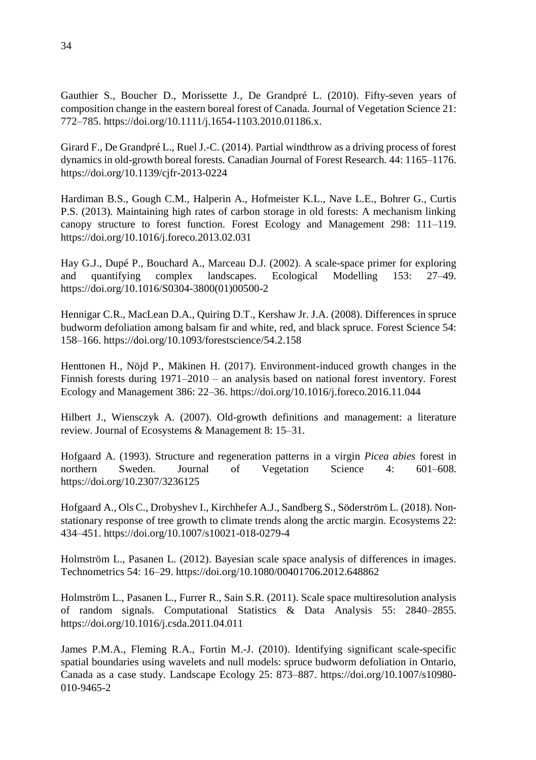Gauthier S., Boucher D., Morissette J., De Grandpré L. (2010). Fifty-seven years of composition change in the eastern boreal forest of Canada. Journal of Vegetation Science 21: 772–785. https://doi.org/10.1111/j.1654-1103.2010.01186.x.

Girard F., De Grandpré L., Ruel J.-C. (2014). Partial windthrow as a driving process of forest dynamics in old-growth boreal forests. Canadian Journal of Forest Research. 44: 1165–1176. https://doi.org/10.1139/cjfr-2013-0224

Hardiman B.S., Gough C.M., Halperin A., Hofmeister K.L., Nave L.E., Bohrer G., Curtis P.S. (2013). Maintaining high rates of carbon storage in old forests: A mechanism linking canopy structure to forest function. Forest Ecology and Management 298: 111–119. https://doi.org/10.1016/j.foreco.2013.02.031

Hay G.J., Dupé P., Bouchard A., Marceau D.J. (2002). A scale-space primer for exploring and quantifying complex landscapes. Ecological Modelling 153: 27–49. https://doi.org/10.1016/S0304-3800(01)00500-2

Hennigar C.R., MacLean D.A., Quiring D.T., Kershaw Jr. J.A. (2008). Differences in spruce budworm defoliation among balsam fir and white, red, and black spruce. Forest Science 54: 158–166. https://doi.org/10.1093/forestscience/54.2.158

Henttonen H., Nöjd P., Mäkinen H. (2017). Environment-induced growth changes in the Finnish forests during 1971–2010 – an analysis based on national forest inventory. Forest Ecology and Management 386: 22–36. https://doi.org/10.1016/j.foreco.2016.11.044

Hilbert J., Wiensczyk A. (2007). Old-growth definitions and management: a literature review. Journal of Ecosystems & Management 8: 15–31.

Hofgaard A. (1993). Structure and regeneration patterns in a virgin *Picea abies* forest in northern Sweden. Journal of Vegetation Science 4: 601–608. https://doi.org/10.2307/3236125

Hofgaard A., Ols C., Drobyshev I., Kirchhefer A.J., Sandberg S., Söderström L. (2018). Non-stationary response of tree growth to climate trends along the arctic margin. Ecosystems 22: 434–451. https://doi.org/10.1007/s10021-018-0279-4

Holmström L., Pasanen L. (2012). Bayesian scale space analysis of differences in images. Technometrics 54: 16–29. https://doi.org/10.1080/00401706.2012.648862

Holmström L., Pasanen L., Furrer R., Sain S.R. (2011). Scale space multiresolution analysis of random signals. Computational Statistics & Data Analysis 55: 2840–2855. https://doi.org/10.1016/j.csda.2011.04.011

James P.M.A., Fleming R.A., Fortin M.-J. (2010). Identifying significant scale-specific spatial boundaries using wavelets and null models: spruce budworm defoliation in Ontario, Canada as a case study. Landscape Ecology 25: 873–887. https://doi.org/10.1007/s10980-010-9465-2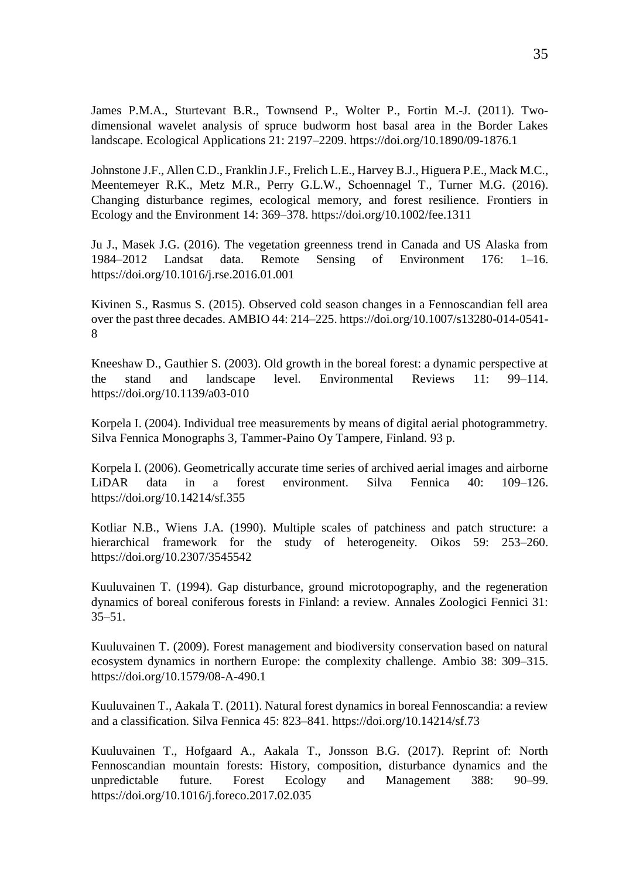James P.M.A., Sturtevant B.R., Townsend P., Wolter P., Fortin M.-J. (2011). Two-dimensional wavelet analysis of spruce budworm host basal area in the Border Lakes landscape. Ecological Applications 21: 2197–2209. https://doi.org/10.1890/09-1876.1

Johnstone J.F., Allen C.D., Franklin J.F., Frelich L.E., Harvey B.J., Higuera P.E., Mack M.C., Meentemeyer R.K., Metz M.R., Perry G.L.W., Schoennagel T., Turner M.G. (2016). Changing disturbance regimes, ecological memory, and forest resilience. Frontiers in Ecology and the Environment 14: 369–378. https://doi.org/10.1002/fee.1311

Ju J., Masek J.G. (2016). The vegetation greenness trend in Canada and US Alaska from 1984–2012 Landsat data. Remote Sensing of Environment 176: 1–16. https://doi.org/10.1016/j.rse.2016.01.001

Kivinen S., Rasmus S. (2015). Observed cold season changes in a Fennoscandian fell area over the past three decades. AMBIO 44: 214–225. https://doi.org/10.1007/s13280-014-0541-8

Kneeshaw D., Gauthier S. (2003). Old growth in the boreal forest: a dynamic perspective at the stand and landscape level. Environmental Reviews 11: 99–114. https://doi.org/10.1139/a03-010

Korpela I. (2004). Individual tree measurements by means of digital aerial photogrammetry. Silva Fennica Monographs 3, Tammer-Paino Oy Tampere, Finland. 93 p.

Korpela I. (2006). Geometrically accurate time series of archived aerial images and airborne LiDAR data in a forest environment. Silva Fennica 40: 109–126. https://doi.org/10.14214/sf.355

Kotliar N.B., Wiens J.A. (1990). Multiple scales of patchiness and patch structure: a hierarchical framework for the study of heterogeneity. Oikos 59: 253–260. https://doi.org/10.2307/3545542

Kuuluvainen T. (1994). Gap disturbance, ground microtopography, and the regeneration dynamics of boreal coniferous forests in Finland: a review. Annales Zoologici Fennici 31: 35–51.

Kuuluvainen T. (2009). Forest management and biodiversity conservation based on natural ecosystem dynamics in northern Europe: the complexity challenge. Ambio 38: 309–315. https://doi.org/10.1579/08-A-490.1

Kuuluvainen T., Aakala T. (2011). Natural forest dynamics in boreal Fennoscandia: a review and a classification. Silva Fennica 45: 823–841. https://doi.org/10.14214/sf.73

Kuuluvainen T., Hofgaard A., Aakala T., Jonsson B.G. (2017). Reprint of: North Fennoscandian mountain forests: History, composition, disturbance dynamics and the unpredictable future. Forest Ecology and Management 388: 90–99. https://doi.org/10.1016/j.foreco.2017.02.035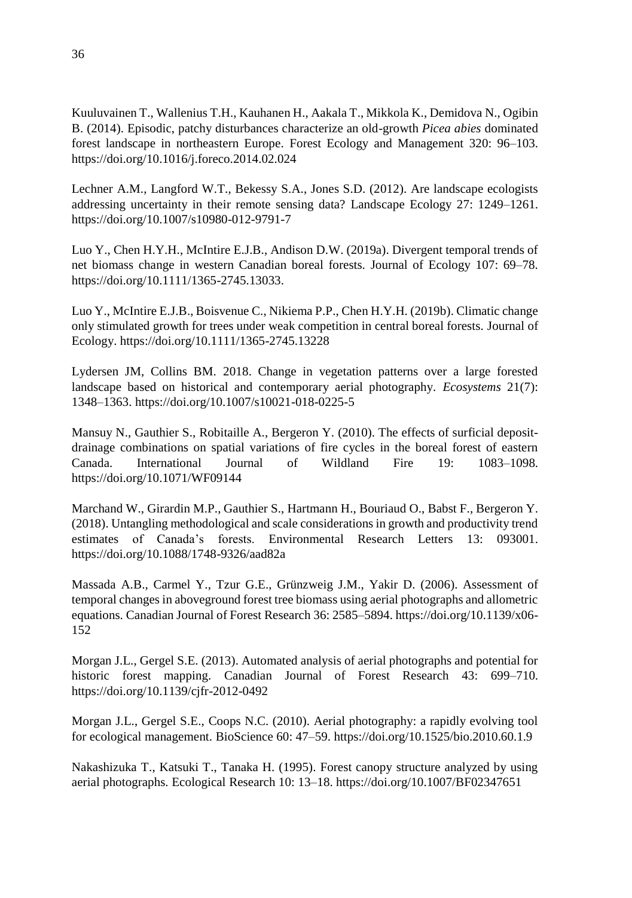Kuuluvainen T., Wallenius T.H., Kauhanen H., Aakala T., Mikkola K., Demidova N., Ogibin B. (2014). Episodic, patchy disturbances characterize an old-growth *Picea abies* dominated forest landscape in northeastern Europe. Forest Ecology and Management 320: 96–103. https://doi.org/10.1016/j.foreco.2014.02.024

Lechner A.M., Langford W.T., Bekessy S.A., Jones S.D. (2012). Are landscape ecologists addressing uncertainty in their remote sensing data? Landscape Ecology 27: 1249–1261. https://doi.org/10.1007/s10980-012-9791-7

Luo Y., Chen H.Y.H., McIntire E.J.B., Andison D.W. (2019a). Divergent temporal trends of net biomass change in western Canadian boreal forests. Journal of Ecology 107: 69–78. https://doi.org/10.1111/1365-2745.13033.

Luo Y., McIntire E.J.B., Boisvenue C., Nikiema P.P., Chen H.Y.H. (2019b). Climatic change only stimulated growth for trees under weak competition in central boreal forests. Journal of Ecology. https://doi.org/10.1111/1365-2745.13228

Lydersen JM, Collins BM. 2018. Change in vegetation patterns over a large forested landscape based on historical and contemporary aerial photography. *Ecosystems* 21(7): 1348–1363. https://doi.org/10.1007/s10021-018-0225-5

Mansuy N., Gauthier S., Robitaille A., Bergeron Y. (2010). The effects of surficial deposit-drainage combinations on spatial variations of fire cycles in the boreal forest of eastern Canada. International Journal of Wildland Fire 19: 1083–1098. https://doi.org/10.1071/WF09144

Marchand W., Girardin M.P., Gauthier S., Hartmann H., Bouriaud O., Babst F., Bergeron Y. (2018). Untangling methodological and scale considerations in growth and productivity trend estimates of Canada's forests. Environmental Research Letters 13: 093001. https://doi.org/10.1088/1748-9326/aad82a

Massada A.B., Carmel Y., Tzur G.E., Grünzweig J.M., Yakir D. (2006). Assessment of temporal changes in aboveground forest tree biomass using aerial photographs and allometric equations. Canadian Journal of Forest Research 36: 2585–5894. https://doi.org/10.1139/x06-152

Morgan J.L., Gergel S.E. (2013). Automated analysis of aerial photographs and potential for historic forest mapping. Canadian Journal of Forest Research 43: 699–710. https://doi.org/10.1139/cjfr-2012-0492

Morgan J.L., Gergel S.E., Coops N.C. (2010). Aerial photography: a rapidly evolving tool for ecological management. BioScience 60: 47–59. https://doi.org/10.1525/bio.2010.60.1.9

Nakashizuka T., Katsuki T., Tanaka H. (1995). Forest canopy structure analyzed by using aerial photographs. Ecological Research 10: 13–18. https://doi.org/10.1007/BF02347651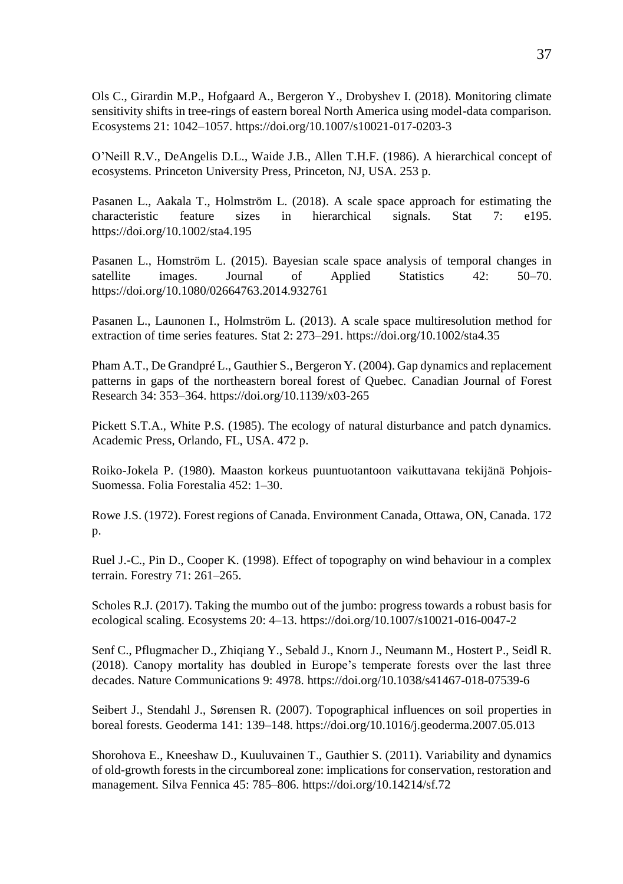Ols C., Girardin M.P., Hofgaard A., Bergeron Y., Drobyshev I. (2018). Monitoring climate sensitivity shifts in tree-rings of eastern boreal North America using model-data comparison. Ecosystems 21: 1042–1057. https://doi.org/10.1007/s10021-017-0203-3

O'Neill R.V., DeAngelis D.L., Waide J.B., Allen T.H.F. (1986). A hierarchical concept of ecosystems. Princeton University Press, Princeton, NJ, USA. 253 p.

Pasanen L., Aakala T., Holmström L. (2018). A scale space approach for estimating the characteristic feature sizes in hierarchical signals. Stat 7: e195. https://doi.org/10.1002/sta4.195

Pasanen L., Homström L. (2015). Bayesian scale space analysis of temporal changes in satellite images. Journal of Applied Statistics 42: 50–70. https://doi.org/10.1080/02664763.2014.932761

Pasanen L., Launonen I., Holmström L. (2013). A scale space multiresolution method for extraction of time series features. Stat 2: 273–291. https://doi.org/10.1002/sta4.35

Pham A.T., De Grandpré L., Gauthier S., Bergeron Y. (2004). Gap dynamics and replacement patterns in gaps of the northeastern boreal forest of Quebec. Canadian Journal of Forest Research 34: 353–364. https://doi.org/10.1139/x03-265

Pickett S.T.A., White P.S. (1985). The ecology of natural disturbance and patch dynamics. Academic Press, Orlando, FL, USA. 472 p.

Roiko-Jokela P. (1980). Maaston korkeus puuntuotantoon vaikuttavana tekijänä Pohjois-Suomessa. Folia Forestalia 452: 1–30.

Rowe J.S. (1972). Forest regions of Canada. Environment Canada, Ottawa, ON, Canada. 172 p.

Ruel J.-C., Pin D., Cooper K. (1998). Effect of topography on wind behaviour in a complex terrain. Forestry 71: 261–265.

Scholes R.J. (2017). Taking the mumbo out of the jumbo: progress towards a robust basis for ecological scaling. Ecosystems 20: 4–13. https://doi.org/10.1007/s10021-016-0047-2

Senf C., Pflugmacher D., Zhiqiang Y., Sebald J., Knorn J., Neumann M., Hostert P., Seidl R. (2018). Canopy mortality has doubled in Europe's temperate forests over the last three decades. Nature Communications 9: 4978. https://doi.org/10.1038/s41467-018-07539-6

Seibert J., Stendahl J., Sørensen R. (2007). Topographical influences on soil properties in boreal forests. Geoderma 141: 139–148. https://doi.org/10.1016/j.geoderma.2007.05.013

Shorohova E., Kneeshaw D., Kuuluvainen T., Gauthier S. (2011). Variability and dynamics of old-growth forests in the circumboreal zone: implications for conservation, restoration and management. Silva Fennica 45: 785–806. https://doi.org/10.14214/sf.72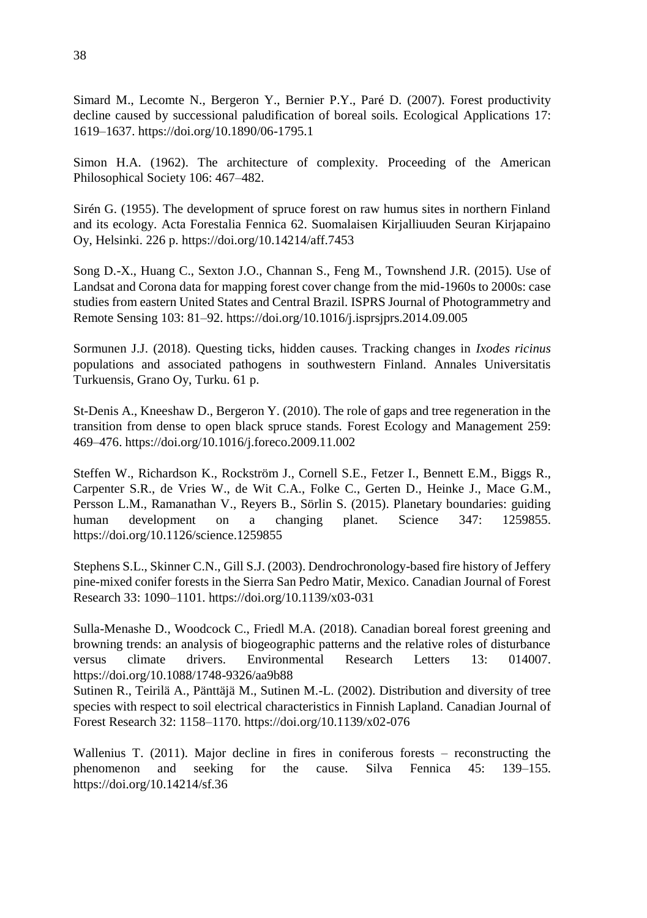Simard M., Lecomte N., Bergeron Y., Bernier P.Y., Paré D. (2007). Forest productivity decline caused by successional paludification of boreal soils. Ecological Applications 17: 1619–1637. https://doi.org/10.1890/06-1795.1

Simon H.A. (1962). The architecture of complexity. Proceeding of the American Philosophical Society 106: 467–482.

Sirén G. (1955). The development of spruce forest on raw humus sites in northern Finland and its ecology. Acta Forestalia Fennica 62. Suomalaisen Kirjalliuuden Seuran Kirjapaino Oy, Helsinki. 226 p. https://doi.org/10.14214/aff.7453

Song D.-X., Huang C., Sexton J.O., Channan S., Feng M., Townshend J.R. (2015). Use of Landsat and Corona data for mapping forest cover change from the mid-1960s to 2000s: case studies from eastern United States and Central Brazil. ISPRS Journal of Photogrammetry and Remote Sensing 103: 81–92. https://doi.org/10.1016/j.isprsjprs.2014.09.005

Sormunen J.J. (2018). Questing ticks, hidden causes. Tracking changes in *Ixodes ricinus* populations and associated pathogens in southwestern Finland. Annales Universitatis Turkuensis, Grano Oy, Turku. 61 p.

St-Denis A., Kneeshaw D., Bergeron Y. (2010). The role of gaps and tree regeneration in the transition from dense to open black spruce stands. Forest Ecology and Management 259: 469–476. https://doi.org/10.1016/j.foreco.2009.11.002

Steffen W., Richardson K., Rockström J., Cornell S.E., Fetzer I., Bennett E.M., Biggs R., Carpenter S.R., de Vries W., de Wit C.A., Folke C., Gerten D., Heinke J., Mace G.M., Persson L.M., Ramanathan V., Reyers B., Sörlin S. (2015). Planetary boundaries: guiding human development on a changing planet. Science 347: 1259855. https://doi.org/10.1126/science.1259855

Stephens S.L., Skinner C.N., Gill S.J. (2003). Dendrochronology-based fire history of Jeffery pine-mixed conifer forests in the Sierra San Pedro Matir, Mexico. Canadian Journal of Forest Research 33: 1090–1101. https://doi.org/10.1139/x03-031

Sulla-Menashe D., Woodcock C., Friedl M.A. (2018). Canadian boreal forest greening and browning trends: an analysis of biogeographic patterns and the relative roles of disturbance versus climate drivers. Environmental Research Letters 13: 014007. https://doi.org/10.1088/1748-9326/aa9b88

Sutinen R., Teirilä A., Pänttäjä M., Sutinen M.-L. (2002). Distribution and diversity of tree species with respect to soil electrical characteristics in Finnish Lapland. Canadian Journal of Forest Research 32: 1158–1170. https://doi.org/10.1139/x02-076

Wallenius T. (2011). Major decline in fires in coniferous forests – reconstructing the phenomenon and seeking for the cause. Silva Fennica 45: 139–155. https://doi.org/10.14214/sf.36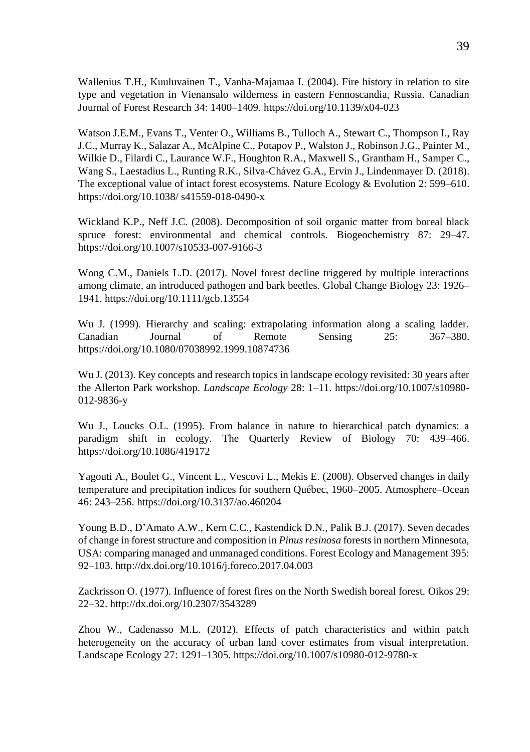Wallenius T.H., Kuuluvainen T., Vanha-Majamaa I. (2004). Fire history in relation to site type and vegetation in Vienansalo wilderness in eastern Fennoscandia, Russia. Canadian Journal of Forest Research 34: 1400–1409. https://doi.org/10.1139/x04-023

Watson J.E.M., Evans T., Venter O., Williams B., Tulloch A., Stewart C., Thompson I., Ray J.C., Murray K., Salazar A., McAlpine C., Potapov P., Walston J., Robinson J.G., Painter M., Wilkie D., Filardi C., Laurance W.F., Houghton R.A., Maxwell S., Grantham H., Samper C., Wang S., Laestadius L., Runting R.K., Silva-Chávez G.A., Ervin J., Lindenmayer D. (2018). The exceptional value of intact forest ecosystems. Nature Ecology & Evolution 2: 599–610. https://doi.org/10.1038/ s41559-018-0490-x

Wickland K.P., Neff J.C. (2008). Decomposition of soil organic matter from boreal black spruce forest: environmental and chemical controls. Biogeochemistry 87: 29–47. https://doi.org/10.1007/s10533-007-9166-3

Wong C.M., Daniels L.D. (2017). Novel forest decline triggered by multiple interactions among climate, an introduced pathogen and bark beetles. Global Change Biology 23: 1926–1941. https://doi.org/10.1111/gcb.13554

Wu J. (1999). Hierarchy and scaling: extrapolating information along a scaling ladder. Canadian Journal of Remote Sensing 25: 367–380. https://doi.org/10.1080/07038992.1999.10874736

Wu J. (2013). Key concepts and research topics in landscape ecology revisited: 30 years after the Allerton Park workshop. *Landscape Ecology* 28: 1–11. https://doi.org/10.1007/s10980-012-9836-y

Wu J., Loucks O.L. (1995). From balance in nature to hierarchical patch dynamics: a paradigm shift in ecology. The Quarterly Review of Biology 70: 439–466. https://doi.org/10.1086/419172

Yagouti A., Boulet G., Vincent L., Vescovi L., Mekis E. (2008). Observed changes in daily temperature and precipitation indices for southern Québec, 1960–2005. Atmosphere–Ocean 46: 243–256. https://doi.org/10.3137/ao.460204

Young B.D., D'Amato A.W., Kern C.C., Kastendick D.N., Palik B.J. (2017). Seven decades of change in forest structure and composition in *Pinus resinosa* forests in northern Minnesota, USA: comparing managed and unmanaged conditions. Forest Ecology and Management 395: 92–103. http://dx.doi.org/10.1016/j.foreco.2017.04.003

Zackrisson O. (1977). Influence of forest fires on the North Swedish boreal forest. Oikos 29: 22–32. http://dx.doi.org/10.2307/3543289

Zhou W., Cadenasso M.L. (2012). Effects of patch characteristics and within patch heterogeneity on the accuracy of urban land cover estimates from visual interpretation. Landscape Ecology 27: 1291–1305. https://doi.org/10.1007/s10980-012-9780-x